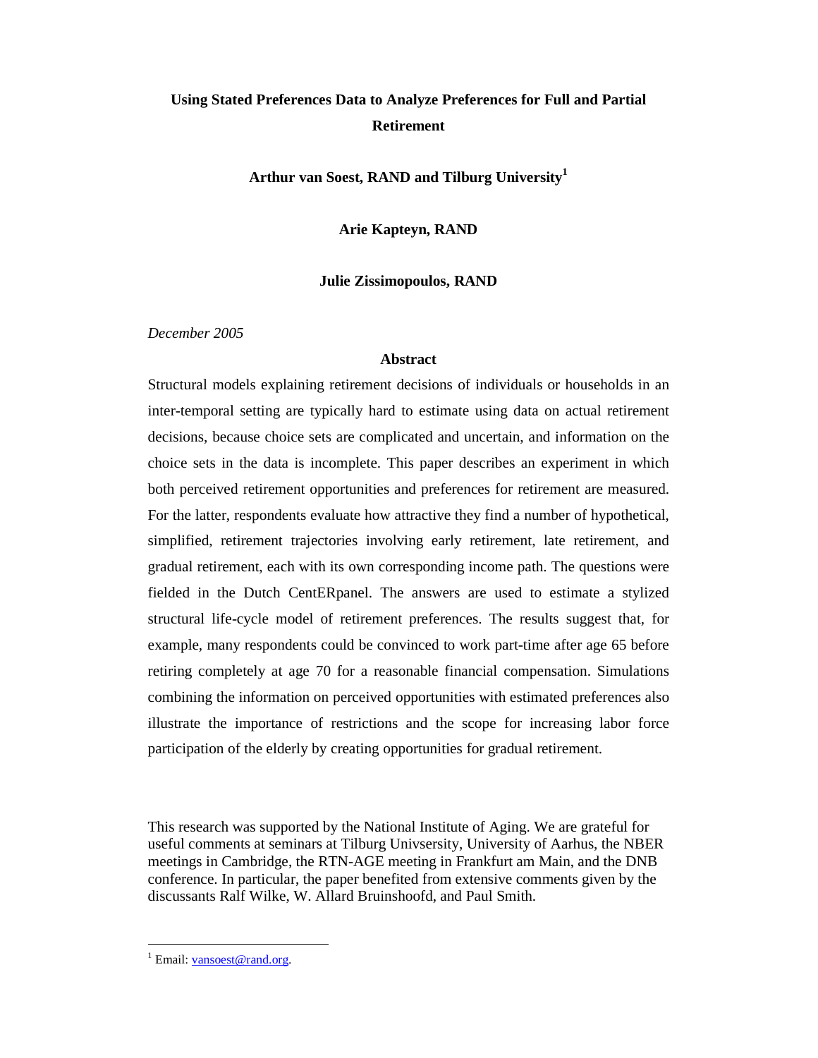# Using Stated Preferences Data to Analyze Preferences for Full and Partial Retirement

**Arthur van Soest, RAND and Tilburg University[1]**

**Arie Kapteyn, RAND**

**Julie Zissimopoulos, RAND**

*December 2005*

## Abstract

Structural models explaining retirement decisions of individuals or households in an inter-temporal setting are typically hard to estimate using data on actual retirement decisions, because choice sets are complicated and uncertain, and information on the choice sets in the data is incomplete. This paper describes an experiment in which both perceived retirement opportunities and preferences for retirement are measured. For the latter, respondents evaluate how attractive they find a number of hypothetical, simplified, retirement trajectories involving early retirement, late retirement, and gradual retirement, each with its own corresponding income path. The questions were fielded in the Dutch CentERpanel. The answers are used to estimate a stylized structural life-cycle model of retirement preferences. The results suggest that, for example, many respondents could be convinced to work part-time after age 65 before retiring completely at age 70 for a reasonable financial compensation. Simulations combining the information on perceived opportunities with estimated preferences also illustrate the importance of restrictions and the scope for increasing labor force participation of the elderly by creating opportunities for gradual retirement.

This research was supported by the National Institute of Aging. We are grateful for useful comments at seminars at Tilburg Univsersity, University of Aarhus, the NBER meetings in Cambridge, the RTN-AGE meeting in Frankfurt am Main, and the DNB conference. In particular, the paper benefited from extensive comments given by the discussants Ralf Wilke, W. Allard Bruinshoofd, and Paul Smith.

[1] Email: vansoest@rand.org.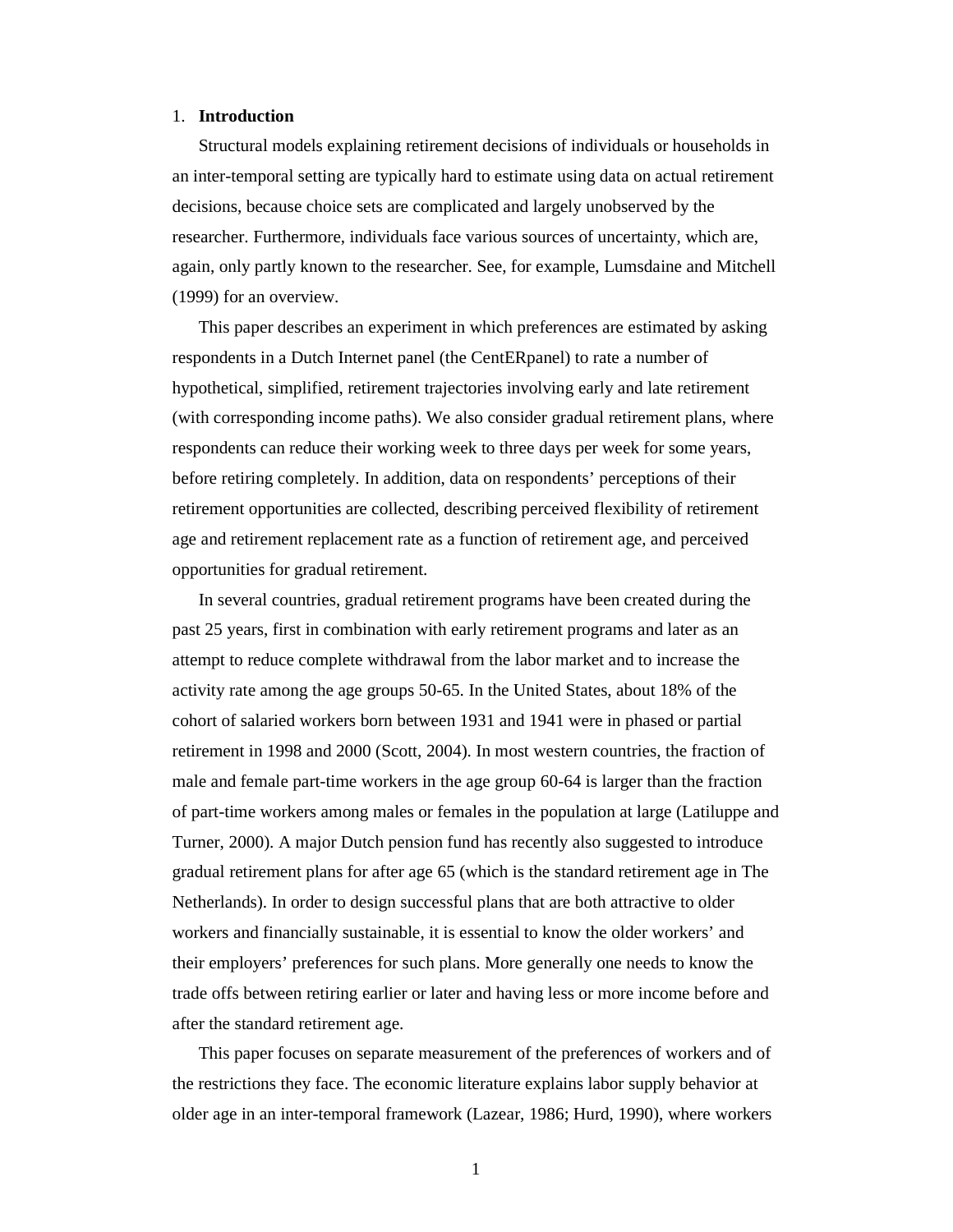## 1. Introduction

Structural models explaining retirement decisions of individuals or households in an inter-temporal setting are typically hard to estimate using data on actual retirement decisions, because choice sets are complicated and largely unobserved by the researcher. Furthermore, individuals face various sources of uncertainty, which are, again, only partly known to the researcher. See, for example, Lumsdaine and Mitchell (1999) for an overview.

This paper describes an experiment in which preferences are estimated by asking respondents in a Dutch Internet panel (the CentERpanel) to rate a number of hypothetical, simplified, retirement trajectories involving early and late retirement (with corresponding income paths). We also consider gradual retirement plans, where respondents can reduce their working week to three days per week for some years, before retiring completely. In addition, data on respondents' perceptions of their retirement opportunities are collected, describing perceived flexibility of retirement age and retirement replacement rate as a function of retirement age, and perceived opportunities for gradual retirement.

In several countries, gradual retirement programs have been created during the past 25 years, first in combination with early retirement programs and later as an attempt to reduce complete withdrawal from the labor market and to increase the activity rate among the age groups 50-65. In the United States, about 18% of the cohort of salaried workers born between 1931 and 1941 were in phased or partial retirement in 1998 and 2000 (Scott, 2004). In most western countries, the fraction of male and female part-time workers in the age group 60-64 is larger than the fraction of part-time workers among males or females in the population at large (Latiluppe and Turner, 2000). A major Dutch pension fund has recently also suggested to introduce gradual retirement plans for after age 65 (which is the standard retirement age in The Netherlands). In order to design successful plans that are both attractive to older workers and financially sustainable, it is essential to know the older workers' and their employers' preferences for such plans. More generally one needs to know the trade offs between retiring earlier or later and having less or more income before and after the standard retirement age.

This paper focuses on separate measurement of the preferences of workers and of the restrictions they face. The economic literature explains labor supply behavior at older age in an inter-temporal framework (Lazear, 1986; Hurd, 1990), where workers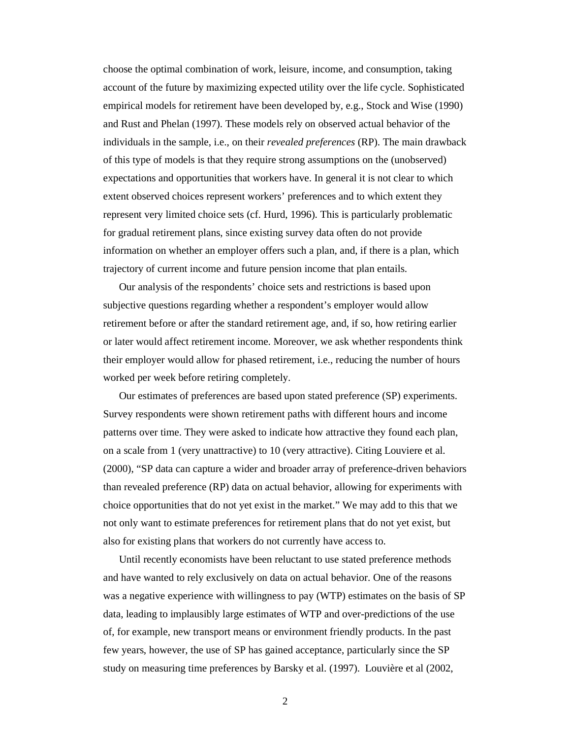choose the optimal combination of work, leisure, income, and consumption, taking account of the future by maximizing expected utility over the life cycle. Sophisticated empirical models for retirement have been developed by, e.g., Stock and Wise (1990) and Rust and Phelan (1997). These models rely on observed actual behavior of the individuals in the sample, i.e., on their *revealed preferences* (RP). The main drawback of this type of models is that they require strong assumptions on the (unobserved) expectations and opportunities that workers have. In general it is not clear to which extent observed choices represent workers' preferences and to which extent they represent very limited choice sets (cf. Hurd, 1996). This is particularly problematic for gradual retirement plans, since existing survey data often do not provide information on whether an employer offers such a plan, and, if there is a plan, which trajectory of current income and future pension income that plan entails.

Our analysis of the respondents' choice sets and restrictions is based upon subjective questions regarding whether a respondent's employer would allow retirement before or after the standard retirement age, and, if so, how retiring earlier or later would affect retirement income. Moreover, we ask whether respondents think their employer would allow for phased retirement, i.e., reducing the number of hours worked per week before retiring completely.

Our estimates of preferences are based upon stated preference (SP) experiments. Survey respondents were shown retirement paths with different hours and income patterns over time. They were asked to indicate how attractive they found each plan, on a scale from 1 (very unattractive) to 10 (very attractive). Citing Louviere et al. (2000), "SP data can capture a wider and broader array of preference-driven behaviors than revealed preference (RP) data on actual behavior, allowing for experiments with choice opportunities that do not yet exist in the market." We may add to this that we not only want to estimate preferences for retirement plans that do not yet exist, but also for existing plans that workers do not currently have access to.

Until recently economists have been reluctant to use stated preference methods and have wanted to rely exclusively on data on actual behavior. One of the reasons was a negative experience with willingness to pay (WTP) estimates on the basis of SP data, leading to implausibly large estimates of WTP and over-predictions of the use of, for example, new transport means or environment friendly products. In the past few years, however, the use of SP has gained acceptance, particularly since the SP study on measuring time preferences by Barsky et al. (1997). Louvière et al (2002,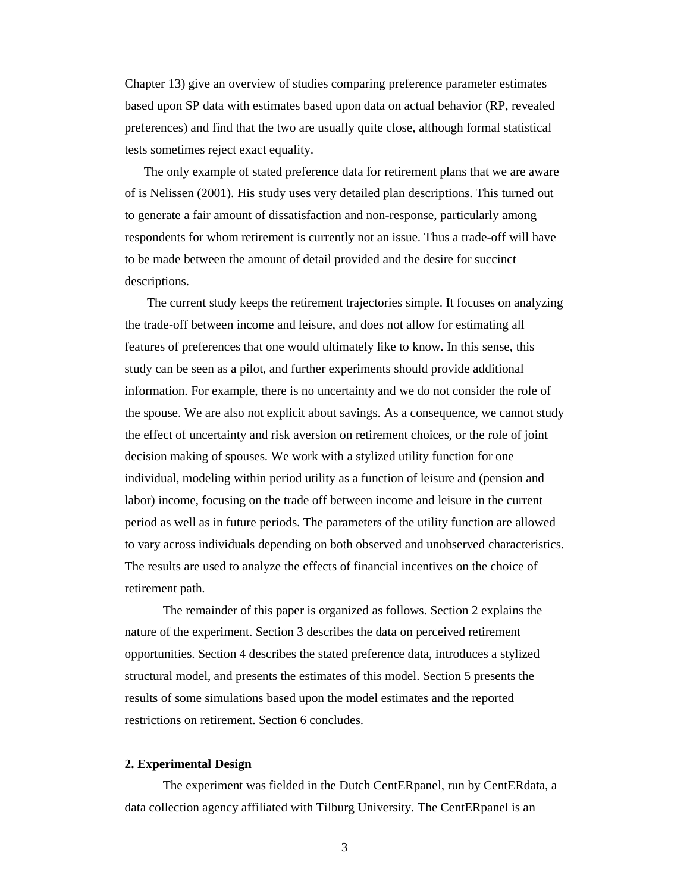Chapter 13) give an overview of studies comparing preference parameter estimates based upon SP data with estimates based upon data on actual behavior (RP, revealed preferences) and find that the two are usually quite close, although formal statistical tests sometimes reject exact equality.

The only example of stated preference data for retirement plans that we are aware of is Nelissen (2001). His study uses very detailed plan descriptions. This turned out to generate a fair amount of dissatisfaction and non-response, particularly among respondents for whom retirement is currently not an issue. Thus a trade-off will have to be made between the amount of detail provided and the desire for succinct descriptions.

The current study keeps the retirement trajectories simple. It focuses on analyzing the trade-off between income and leisure, and does not allow for estimating all features of preferences that one would ultimately like to know. In this sense, this study can be seen as a pilot, and further experiments should provide additional information. For example, there is no uncertainty and we do not consider the role of the spouse. We are also not explicit about savings. As a consequence, we cannot study the effect of uncertainty and risk aversion on retirement choices, or the role of joint decision making of spouses. We work with a stylized utility function for one individual, modeling within period utility as a function of leisure and (pension and labor) income, focusing on the trade off between income and leisure in the current period as well as in future periods. The parameters of the utility function are allowed to vary across individuals depending on both observed and unobserved characteristics. The results are used to analyze the effects of financial incentives on the choice of retirement path.

The remainder of this paper is organized as follows. Section 2 explains the nature of the experiment. Section 3 describes the data on perceived retirement opportunities. Section 4 describes the stated preference data, introduces a stylized structural model, and presents the estimates of this model. Section 5 presents the results of some simulations based upon the model estimates and the reported restrictions on retirement. Section 6 concludes.

## 2. Experimental Design

The experiment was fielded in the Dutch CentERpanel, run by CentERdata, a data collection agency affiliated with Tilburg University. The CentERpanel is an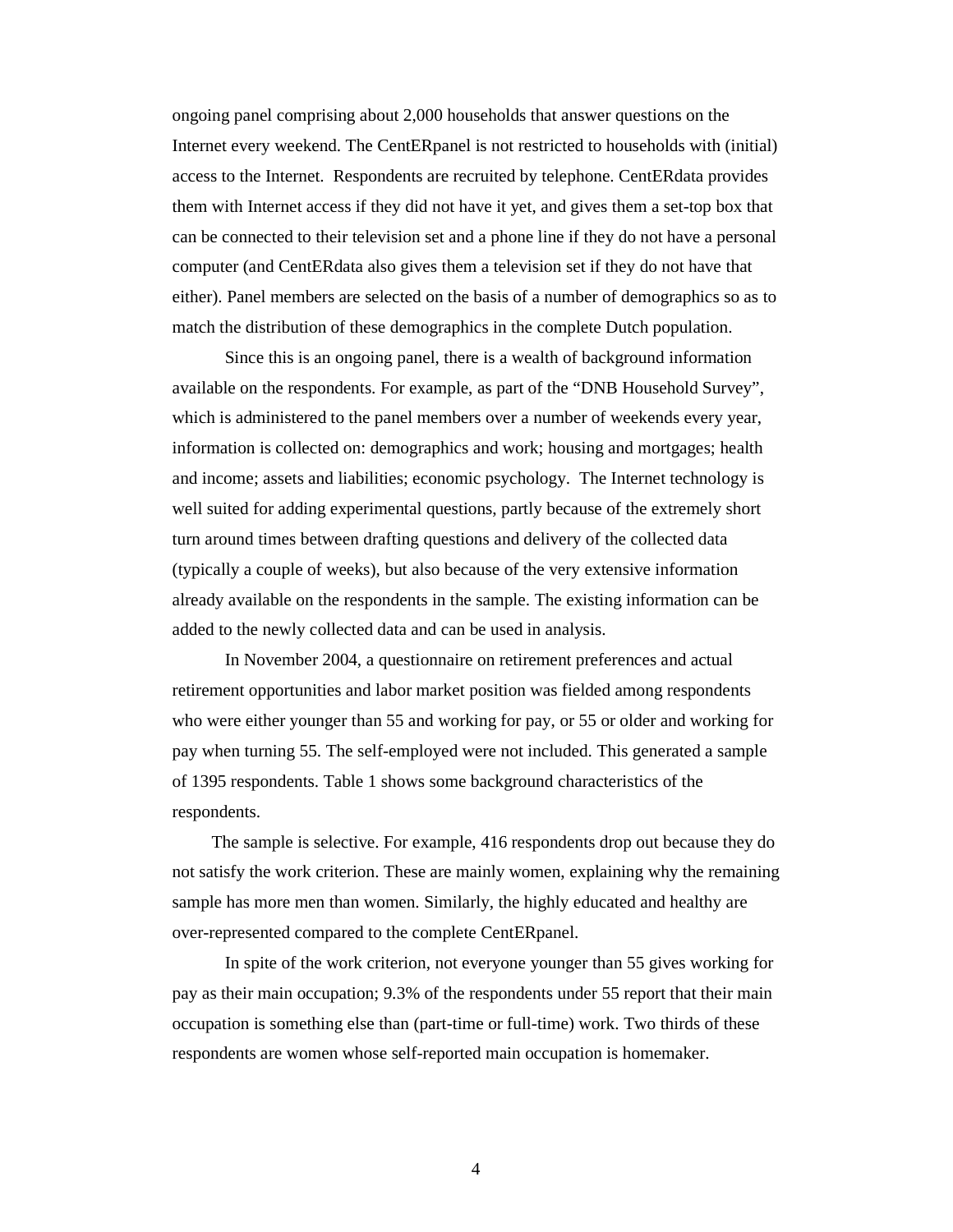ongoing panel comprising about 2,000 households that answer questions on the Internet every weekend. The CentERpanel is not restricted to households with (initial) access to the Internet. Respondents are recruited by telephone. CentERdata provides them with Internet access if they did not have it yet, and gives them a set-top box that can be connected to their television set and a phone line if they do not have a personal computer (and CentERdata also gives them a television set if they do not have that either). Panel members are selected on the basis of a number of demographics so as to match the distribution of these demographics in the complete Dutch population.

Since this is an ongoing panel, there is a wealth of background information available on the respondents. For example, as part of the "DNB Household Survey", which is administered to the panel members over a number of weekends every year, information is collected on: demographics and work; housing and mortgages; health and income; assets and liabilities; economic psychology. The Internet technology is well suited for adding experimental questions, partly because of the extremely short turn around times between drafting questions and delivery of the collected data (typically a couple of weeks), but also because of the very extensive information already available on the respondents in the sample. The existing information can be added to the newly collected data and can be used in analysis.

In November 2004, a questionnaire on retirement preferences and actual retirement opportunities and labor market position was fielded among respondents who were either younger than 55 and working for pay, or 55 or older and working for pay when turning 55. The self-employed were not included. This generated a sample of 1395 respondents. Table 1 shows some background characteristics of the respondents.

The sample is selective. For example, 416 respondents drop out because they do not satisfy the work criterion. These are mainly women, explaining why the remaining sample has more men than women. Similarly, the highly educated and healthy are over-represented compared to the complete CentERpanel.

In spite of the work criterion, not everyone younger than 55 gives working for pay as their main occupation; 9.3% of the respondents under 55 report that their main occupation is something else than (part-time or full-time) work. Two thirds of these respondents are women whose self-reported main occupation is homemaker.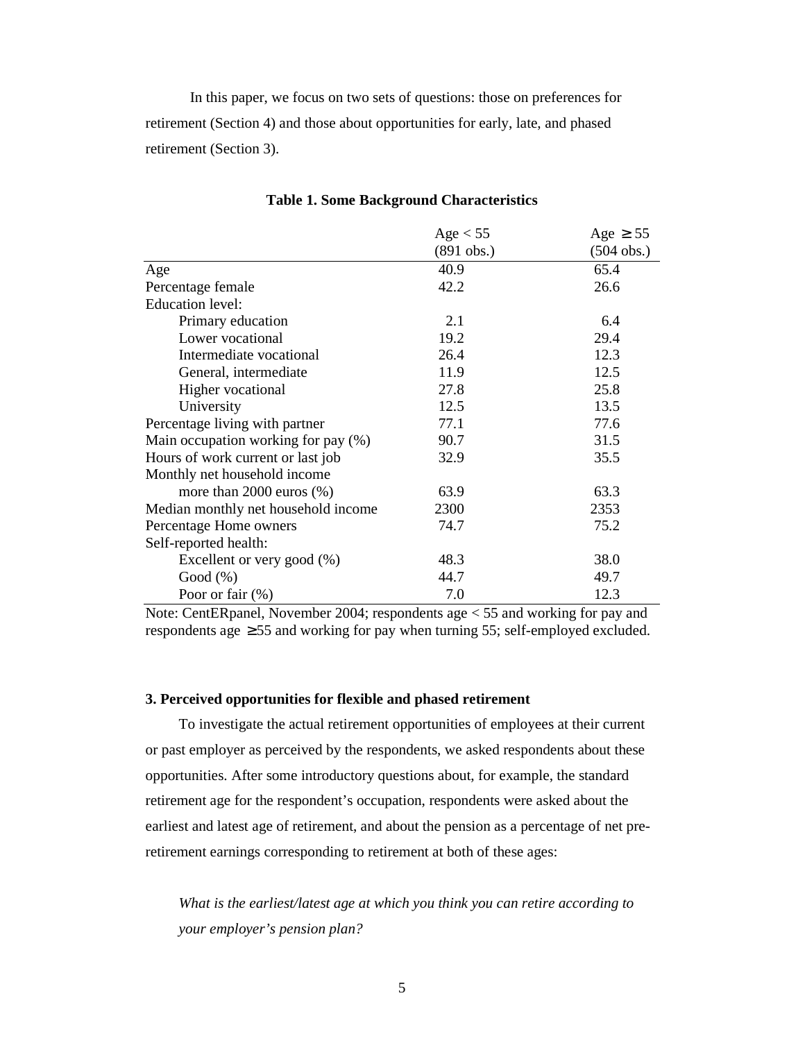In this paper, we focus on two sets of questions: those on preferences for retirement (Section 4) and those about opportunities for early, late, and phased retirement (Section 3).

**Table 1. Some Background Characteristics**

| | Age < 55 (891 obs.) | Age ≥ 55 (504 obs.) |
|---|---|---|
| Age | 40.9 | 65.4 |
| Percentage female | 42.2 | 26.6 |
| Education level: | | |
| Primary education | 2.1 | 6.4 |
| Lower vocational | 19.2 | 29.4 |
| Intermediate vocational | 26.4 | 12.3 |
| General, intermediate | 11.9 | 12.5 |
| Higher vocational | 27.8 | 25.8 |
| University | 12.5 | 13.5 |
| Percentage living with partner | 77.1 | 77.6 |
| Main occupation working for pay (%) | 90.7 | 31.5 |
| Hours of work current or last job | 32.9 | 35.5 |
| Monthly net household income more than 2000 euros (%) | 63.9 | 63.3 |
| Median monthly net household income | 2300 | 2353 |
| Percentage Home owners | 74.7 | 75.2 |
| Self-reported health: | | |
| Excellent or very good (%) | 48.3 | 38.0 |
| Good (%) | 44.7 | 49.7 |
| Poor or fair (%) | 7.0 | 12.3 |

Note: CentERpanel, November 2004; respondents age < 55 and working for pay and respondents age ≥55 and working for pay when turning 55; self-employed excluded.

### 3. Perceived opportunities for flexible and phased retirement

To investigate the actual retirement opportunities of employees at their current or past employer as perceived by the respondents, we asked respondents about these opportunities. After some introductory questions about, for example, the standard retirement age for the respondent's occupation, respondents were asked about the earliest and latest age of retirement, and about the pension as a percentage of net pre-retirement earnings corresponding to retirement at both of these ages:

*What is the earliest/latest age at which you think you can retire according to your employer's pension plan?*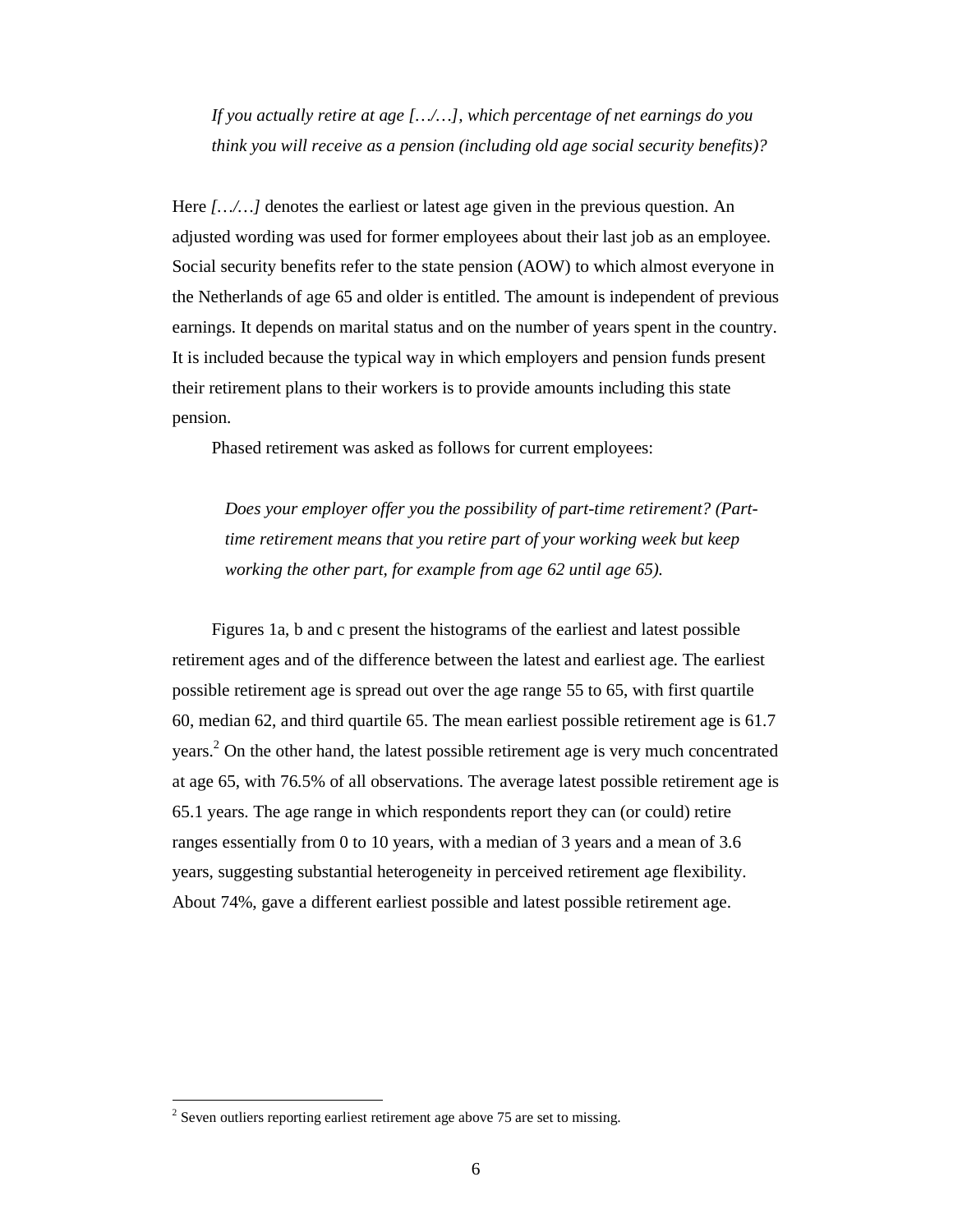*If you actually retire at age […/…], which percentage of net earnings do you think you will receive as a pension (including old age social security benefits)?*

Here *[…/…]* denotes the earliest or latest age given in the previous question. An adjusted wording was used for former employees about their last job as an employee. Social security benefits refer to the state pension (AOW) to which almost everyone in the Netherlands of age 65 and older is entitled. The amount is independent of previous earnings. It depends on marital status and on the number of years spent in the country. It is included because the typical way in which employers and pension funds present their retirement plans to their workers is to provide amounts including this state pension.

Phased retirement was asked as follows for current employees:

*Does your employer offer you the possibility of part-time retirement? (Part-time retirement means that you retire part of your working week but keep working the other part, for example from age 62 until age 65).*

Figures 1a, b and c present the histograms of the earliest and latest possible retirement ages and of the difference between the latest and earliest age. The earliest possible retirement age is spread out over the age range 55 to 65, with first quartile 60, median 62, and third quartile 65. The mean earliest possible retirement age is 61.7 years.[2] On the other hand, the latest possible retirement age is very much concentrated at age 65, with 76.5% of all observations. The average latest possible retirement age is 65.1 years. The age range in which respondents report they can (or could) retire ranges essentially from 0 to 10 years, with a median of 3 years and a mean of 3.6 years, suggesting substantial heterogeneity in perceived retirement age flexibility. About 74%, gave a different earliest possible and latest possible retirement age.

[2] Seven outliers reporting earliest retirement age above 75 are set to missing.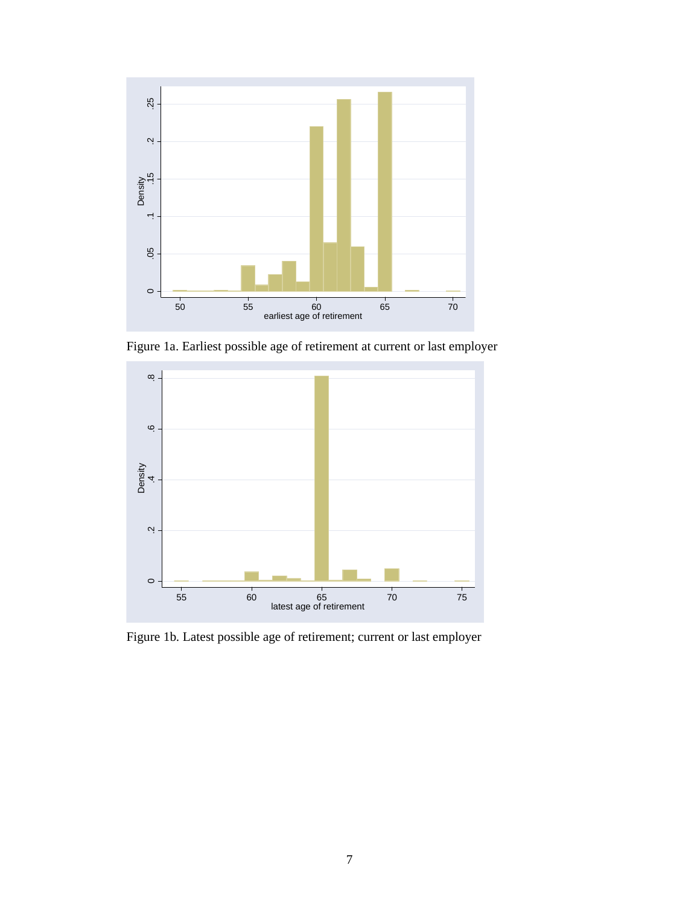Figure 1a. Earliest possible age of retirement at current or last employer

Figure 1b. Latest possible age of retirement; current or last employer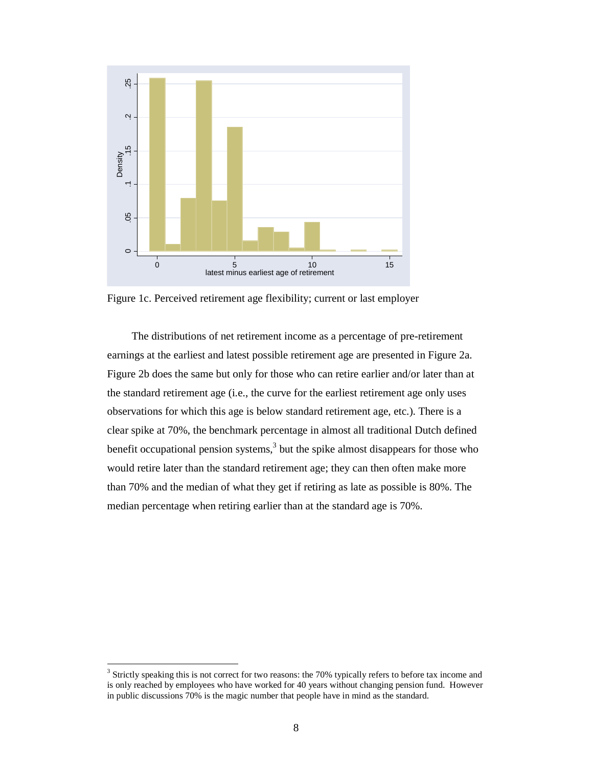Figure 1c. Perceived retirement age flexibility; current or last employer

The distributions of net retirement income as a percentage of pre-retirement earnings at the earliest and latest possible retirement age are presented in Figure 2a. Figure 2b does the same but only for those who can retire earlier and/or later than at the standard retirement age (i.e., the curve for the earliest retirement age only uses observations for which this age is below standard retirement age, etc.). There is a clear spike at 70%, the benchmark percentage in almost all traditional Dutch defined benefit occupational pension systems,[3] but the spike almost disappears for those who would retire later than the standard retirement age; they can then often make more than 70% and the median of what they get if retiring as late as possible is 80%. The median percentage when retiring earlier than at the standard age is 70%.

[3] Strictly speaking this is not correct for two reasons: the 70% typically refers to before tax income and is only reached by employees who have worked for 40 years without changing pension fund. However in public discussions 70% is the magic number that people have in mind as the standard.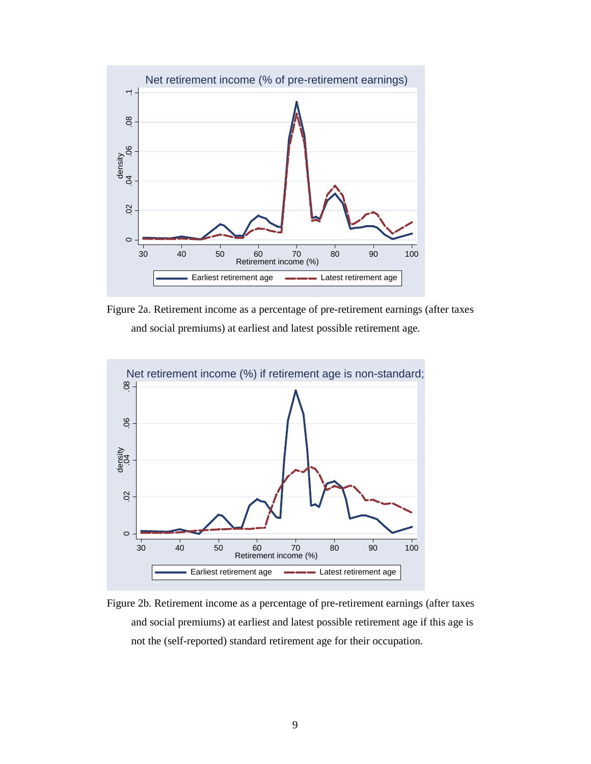Figure 2a. Retirement income as a percentage of pre-retirement earnings (after taxes and social premiums) at earliest and latest possible retirement age.

Figure 2b. Retirement income as a percentage of pre-retirement earnings (after taxes and social premiums) at earliest and latest possible retirement age if this age is not the (self-reported) standard retirement age for their occupation.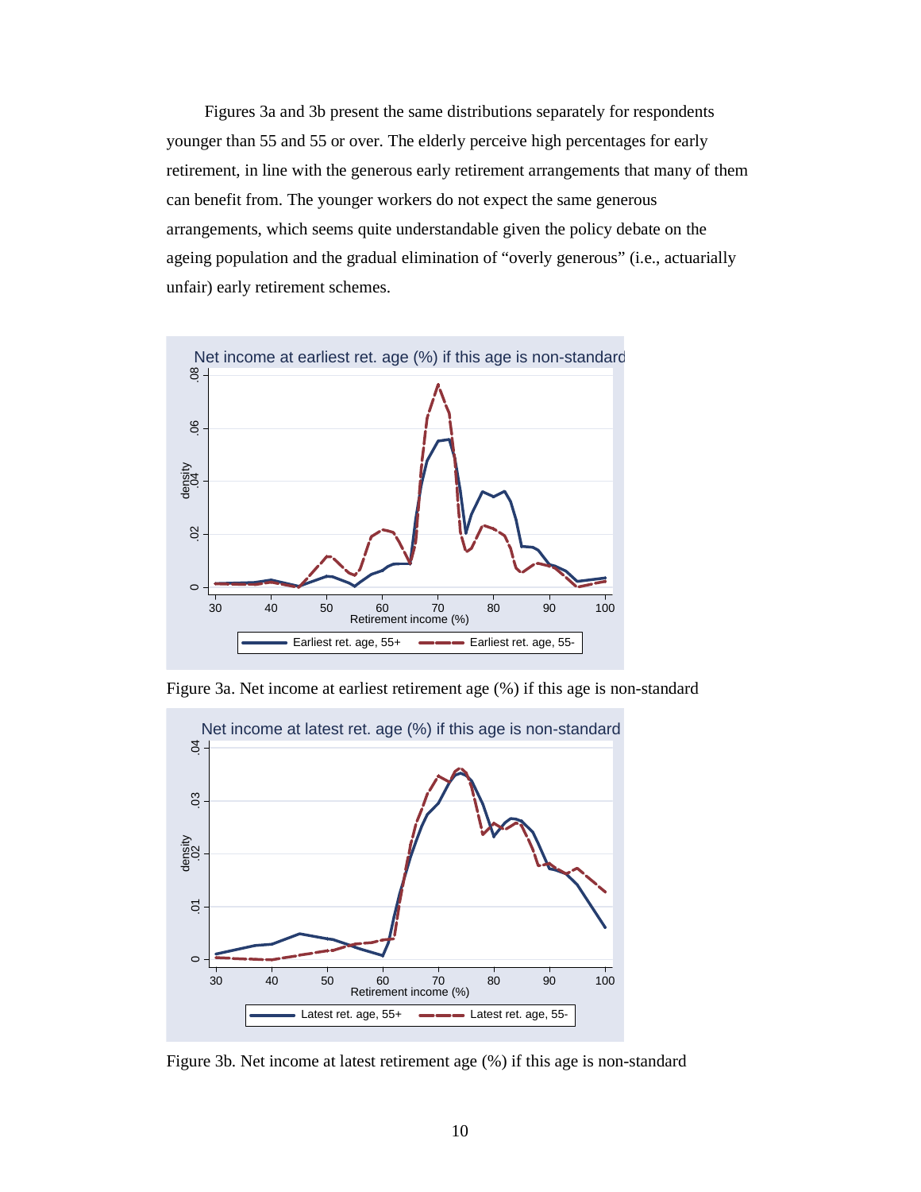Figures 3a and 3b present the same distributions separately for respondents younger than 55 and 55 or over. The elderly perceive high percentages for early retirement, in line with the generous early retirement arrangements that many of them can benefit from. The younger workers do not expect the same generous arrangements, which seems quite understandable given the policy debate on the ageing population and the gradual elimination of “overly generous” (i.e., actuarially unfair) early retirement schemes.

Figure 3a. Net income at earliest retirement age (%) if this age is non-standard

Figure 3b. Net income at latest retirement age (%) if this age is non-standard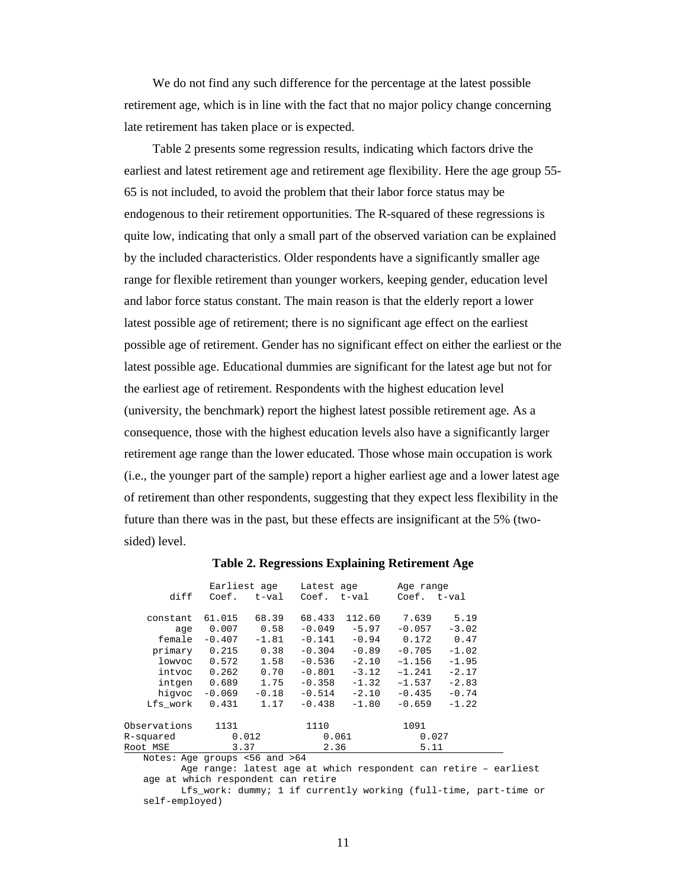We do not find any such difference for the percentage at the latest possible retirement age, which is in line with the fact that no major policy change concerning late retirement has taken place or is expected.

Table 2 presents some regression results, indicating which factors drive the earliest and latest retirement age and retirement age flexibility. Here the age group 55-65 is not included, to avoid the problem that their labor force status may be endogenous to their retirement opportunities. The R-squared of these regressions is quite low, indicating that only a small part of the observed variation can be explained by the included characteristics. Older respondents have a significantly smaller age range for flexible retirement than younger workers, keeping gender, education level and labor force status constant. The main reason is that the elderly report a lower latest possible age of retirement; there is no significant age effect on the earliest possible age of retirement. Gender has no significant effect on either the earliest or the latest possible age. Educational dummies are significant for the latest age but not for the earliest age of retirement. Respondents with the highest education level (university, the benchmark) report the highest latest possible retirement age. As a consequence, those with the highest education levels also have a significantly larger retirement age range than the lower educated. Those whose main occupation is work (i.e., the younger part of the sample) report a higher earliest age and a lower latest age of retirement than other respondents, suggesting that they expect less flexibility in the future than there was in the past, but these effects are insignificant at the 5% (two-sided) level.

**Table 2. Regressions Explaining Retirement Age**

| | Earliest age | | Latest age | | Age range | |
|---|---|---|---|---|---|---|
| diff | Coef. | t-val | Coef. | t-val | Coef. | t-val |
| constant | 61.015 | 68.39 | 68.433 | 112.60 | 7.639 | 5.19 |
| age | 0.007 | 0.58 | -0.049 | -5.97 | -0.057 | -3.02 |
| female | -0.407 | -1.81 | -0.141 | -0.94 | 0.172 | 0.47 |
| primary | 0.215 | 0.38 | -0.304 | -0.89 | -0.705 | -1.02 |
| lowvoc | 0.572 | 1.58 | -0.536 | -2.10 | –1.156 | -1.95 |
| intvoc | 0.262 | 0.70 | -0.801 | -3.12 | –1.241 | -2.17 |
| intgen | 0.689 | 1.75 | -0.358 | -1.32 | –1.537 | -2.83 |
| higvoc | -0.069 | -0.18 | -0.514 | -2.10 | -0.435 | -0.74 |
| Lfs_work | 0.431 | 1.17 | -0.438 | -1.80 | -0.659 | -1.22 |
| Observations | 1131 | | 1110 | | 1091 | |
| R-squared | 0.012 | | 0.061 | | 0.027 | |
| Root MSE | 3.37 | | 2.36 | | 5.11 | |

Notes: Age groups <56 and >64

Age range: latest age at which respondent can retire – earliest age at which respondent can retire

Lfs_work: dummy; 1 if currently working (full-time, part-time or self-employed)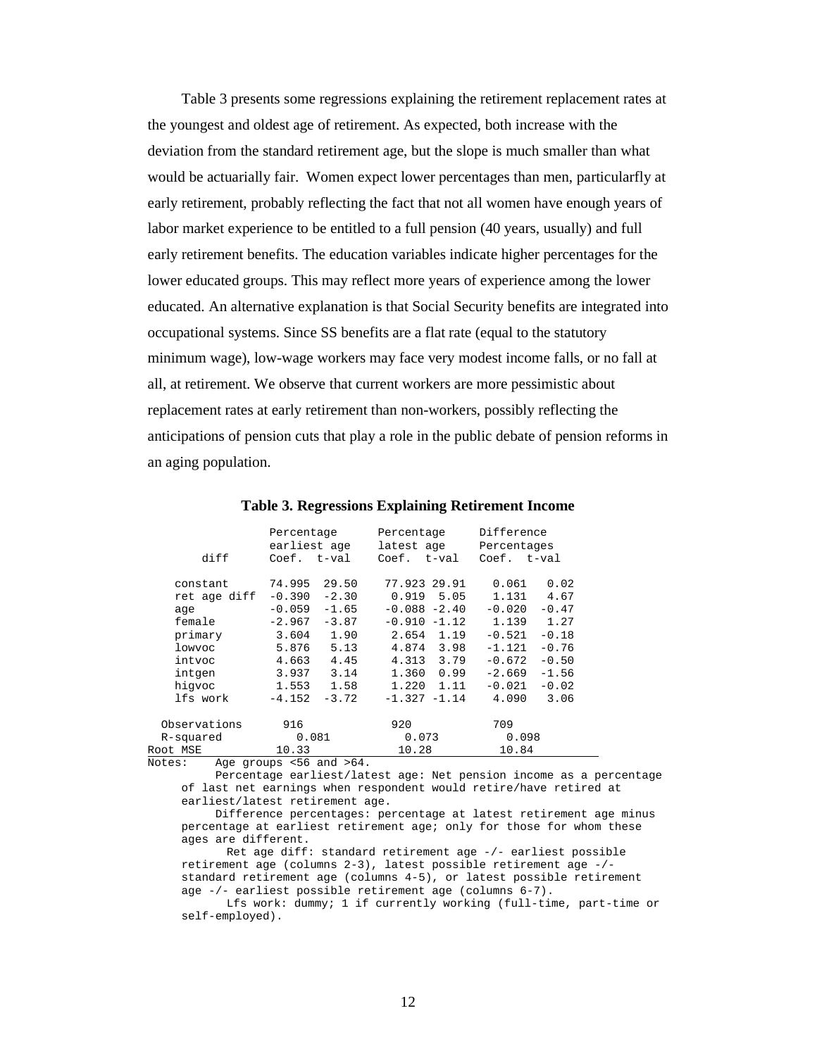Table 3 presents some regressions explaining the retirement replacement rates at the youngest and oldest age of retirement. As expected, both increase with the deviation from the standard retirement age, but the slope is much smaller than what would be actuarially fair. Women expect lower percentages than men, particularfly at early retirement, probably reflecting the fact that not all women have enough years of labor market experience to be entitled to a full pension (40 years, usually) and full early retirement benefits. The education variables indicate higher percentages for the lower educated groups. This may reflect more years of experience among the lower educated. An alternative explanation is that Social Security benefits are integrated into occupational systems. Since SS benefits are a flat rate (equal to the statutory minimum wage), low-wage workers may face very modest income falls, or no fall at all, at retirement. We observe that current workers are more pessimistic about replacement rates at early retirement than non-workers, possibly reflecting the anticipations of pension cuts that play a role in the public debate of pension reforms in an aging population.

**Table 3. Regressions Explaining Retirement Income**

| diff | Percentage earliest age Coef. | t-val | Percentage latest age Coef. | t-val | Difference Percentages Coef. | t-val |
|---|---|---|---|---|---|---|
| constant | 74.995 | 29.50 | 77.923 | 29.91 | 0.061 | 0.02 |
| ret age diff | -0.390 | -2.30 | 0.919 | 5.05 | 1.131 | 4.67 |
| age | -0.059 | -1.65 | -0.088 | -2.40 | -0.020 | -0.47 |
| female | -2.967 | -3.87 | -0.910 | -1.12 | 1.139 | 1.27 |
| primary | 3.604 | 1.90 | 2.654 | 1.19 | -0.521 | -0.18 |
| lowvoc | 5.876 | 5.13 | 4.874 | 3.98 | -1.121 | -0.76 |
| intvoc | 4.663 | 4.45 | 4.313 | 3.79 | -0.672 | -0.50 |
| intgen | 3.937 | 3.14 | 1.360 | 0.99 | -2.669 | -1.56 |
| higvoc | 1.553 | 1.58 | 1.220 | 1.11 | -0.021 | -0.02 |
| lfs work | -4.152 | -3.72 | -1.327 | -1.14 | 4.090 | 3.06 |
| Observations | 916 | | 920 | | 709 | |
| R-squared | 0.081 | | 0.073 | | 0.098 | |
| Root MSE | 10.33 | | 10.28 | | 10.84 | |

Notes: Age groups <56 and >64.

Percentage earliest/latest age: Net pension income as a percentage of last net earnings when respondent would retire/have retired at earliest/latest retirement age.

Difference percentages: percentage at latest retirement age minus percentage at earliest retirement age; only for those for whom these ages are different.

Ret age diff: standard retirement age -/- earliest possible retirement age (columns 2-3), latest possible retirement age -/- standard retirement age (columns 4-5), or latest possible retirement age -/- earliest possible retirement age (columns 6-7).

Lfs work: dummy; 1 if currently working (full-time, part-time or self-employed).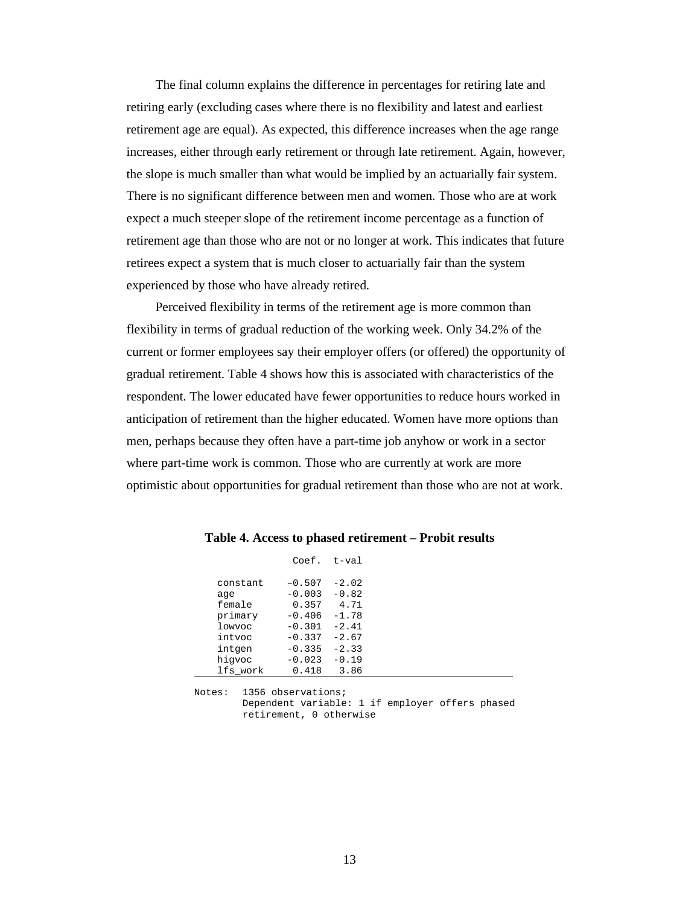The final column explains the difference in percentages for retiring late and retiring early (excluding cases where there is no flexibility and latest and earliest retirement age are equal). As expected, this difference increases when the age range increases, either through early retirement or through late retirement. Again, however, the slope is much smaller than what would be implied by an actuarially fair system. There is no significant difference between men and women. Those who are at work expect a much steeper slope of the retirement income percentage as a function of retirement age than those who are not or no longer at work. This indicates that future retirees expect a system that is much closer to actuarially fair than the system experienced by those who have already retired.

Perceived flexibility in terms of the retirement age is more common than flexibility in terms of gradual reduction of the working week. Only 34.2% of the current or former employees say their employer offers (or offered) the opportunity of gradual retirement. Table 4 shows how this is associated with characteristics of the respondent. The lower educated have fewer opportunities to reduce hours worked in anticipation of retirement than the higher educated. Women have more options than men, perhaps because they often have a part-time job anyhow or work in a sector where part-time work is common. Those who are currently at work are more optimistic about opportunities for gradual retirement than those who are not at work.

**Table 4. Access to phased retirement – Probit results**

| | Coef. | t-val |
|---|---|---|
| constant | –0.507 | -2.02 |
| age | -0.003 | -0.82 |
| female | 0.357 | 4.71 |
| primary | -0.406 | -1.78 |
| lowvoc | -0.301 | -2.41 |
| intvoc | -0.337 | -2.67 |
| intgen | -0.335 | -2.33 |
| higvoc | -0.023 | -0.19 |
| lfs_work | 0.418 | 3.86 |

Notes: 1356 observations;
Dependent variable: 1 if employer offers phased retirement, 0 otherwise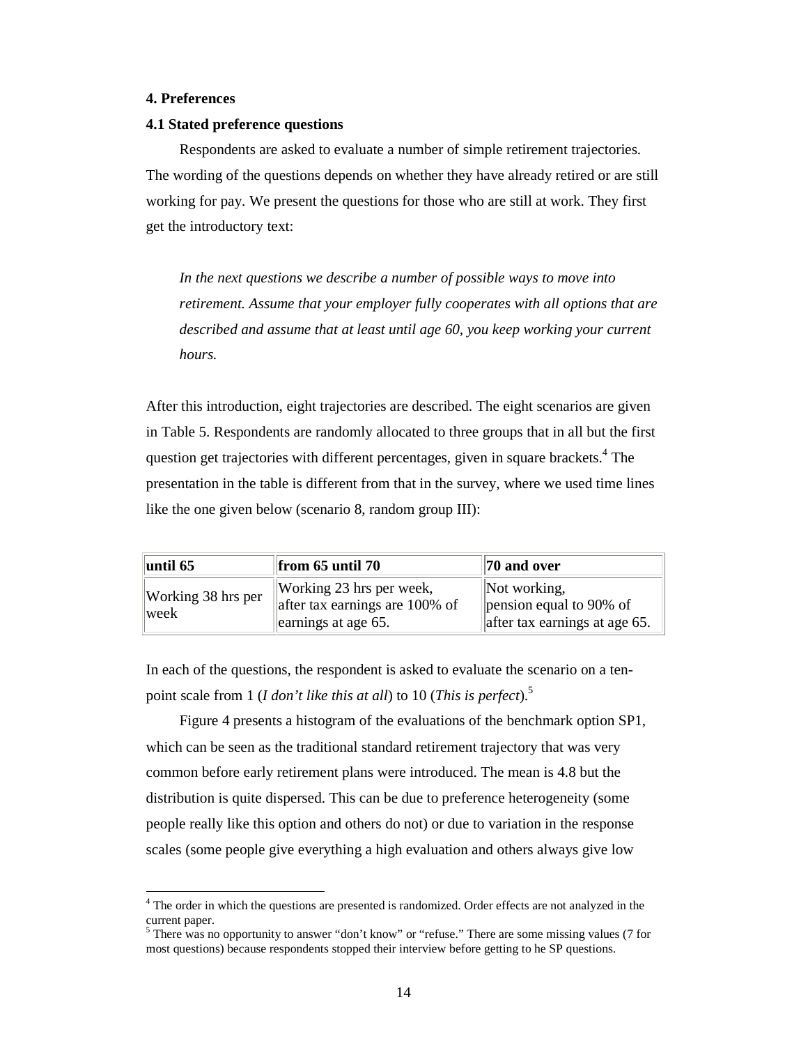## 4. Preferences

### 4.1 Stated preference questions

Respondents are asked to evaluate a number of simple retirement trajectories. The wording of the questions depends on whether they have already retired or are still working for pay. We present the questions for those who are still at work. They first get the introductory text:

> *In the next questions we describe a number of possible ways to move into retirement. Assume that your employer fully cooperates with all options that are described and assume that at least until age 60, you keep working your current hours.*

After this introduction, eight trajectories are described. The eight scenarios are given in Table 5. Respondents are randomly allocated to three groups that in all but the first question get trajectories with different percentages, given in square brackets.[4] The presentation in the table is different from that in the survey, where we used time lines like the one given below (scenario 8, random group III):

| until 65 | from 65 until 70 | 70 and over |
|---|---|---|
| Working 38 hrs per week | Working 23 hrs per week, after tax earnings are 100% of earnings at age 65. | Not working, pension equal to 90% of after tax earnings at age 65. |

In each of the questions, the respondent is asked to evaluate the scenario on a ten-point scale from 1 (*I don't like this at all*) to 10 (*This is perfect*).[5]

Figure 4 presents a histogram of the evaluations of the benchmark option SP1, which can be seen as the traditional standard retirement trajectory that was very common before early retirement plans were introduced. The mean is 4.8 but the distribution is quite dispersed. This can be due to preference heterogeneity (some people really like this option and others do not) or due to variation in the response scales (some people give everything a high evaluation and others always give low

---

[4] The order in which the questions are presented is randomized. Order effects are not analyzed in the current paper.

[5] There was no opportunity to answer "don't know" or "refuse." There are some missing values (7 for most questions) because respondents stopped their interview before getting to he SP questions.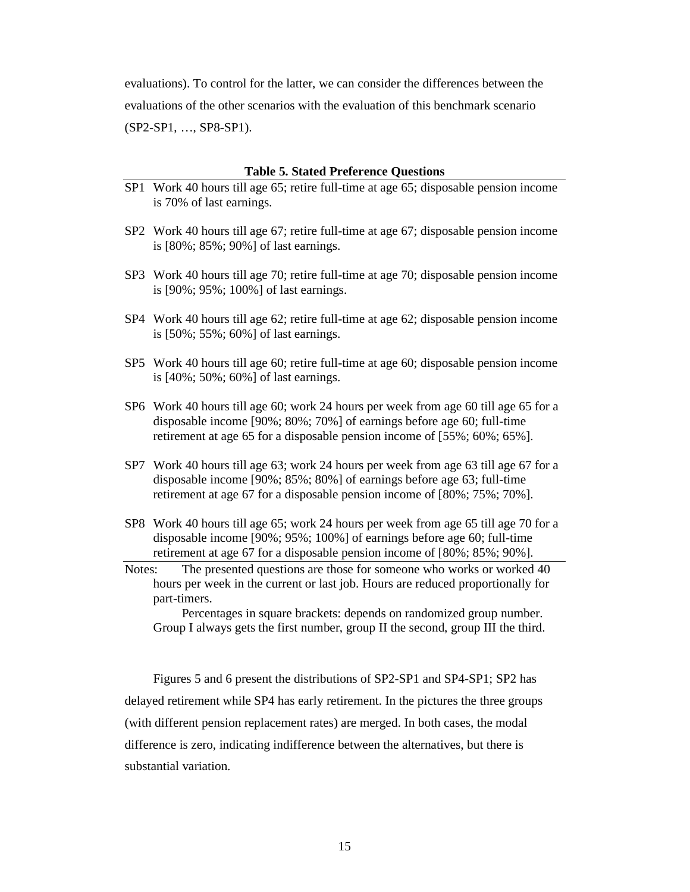evaluations). To control for the latter, we can consider the differences between the evaluations of the other scenarios with the evaluation of this benchmark scenario (SP2-SP1, …, SP8-SP1).

**Table 5. Stated Preference Questions**

| | |
|---|---|
| SP1 | Work 40 hours till age 65; retire full-time at age 65; disposable pension income is 70% of last earnings. |
| SP2 | Work 40 hours till age 67; retire full-time at age 67; disposable pension income is [80%; 85%; 90%] of last earnings. |
| SP3 | Work 40 hours till age 70; retire full-time at age 70; disposable pension income is [90%; 95%; 100%] of last earnings. |
| SP4 | Work 40 hours till age 62; retire full-time at age 62; disposable pension income is [50%; 55%; 60%] of last earnings. |
| SP5 | Work 40 hours till age 60; retire full-time at age 60; disposable pension income is [40%; 50%; 60%] of last earnings. |
| SP6 | Work 40 hours till age 60; work 24 hours per week from age 60 till age 65 for a disposable income [90%; 80%; 70%] of earnings before age 60; full-time retirement at age 65 for a disposable pension income of [55%; 60%; 65%]. |
| SP7 | Work 40 hours till age 63; work 24 hours per week from age 63 till age 67 for a disposable income [90%; 85%; 80%] of earnings before age 63; full-time retirement at age 67 for a disposable pension income of [80%; 75%; 70%]. |
| SP8 | Work 40 hours till age 65; work 24 hours per week from age 65 till age 70 for a disposable income [90%; 95%; 100%] of earnings before age 60; full-time retirement at age 67 for a disposable pension income of [80%; 85%; 90%]. |

Notes: The presented questions are those for someone who works or worked 40 hours per week in the current or last job. Hours are reduced proportionally for part-timers.

Percentages in square brackets: depends on randomized group number. Group I always gets the first number, group II the second, group III the third.

Figures 5 and 6 present the distributions of SP2-SP1 and SP4-SP1; SP2 has delayed retirement while SP4 has early retirement. In the pictures the three groups (with different pension replacement rates) are merged. In both cases, the modal difference is zero, indicating indifference between the alternatives, but there is substantial variation.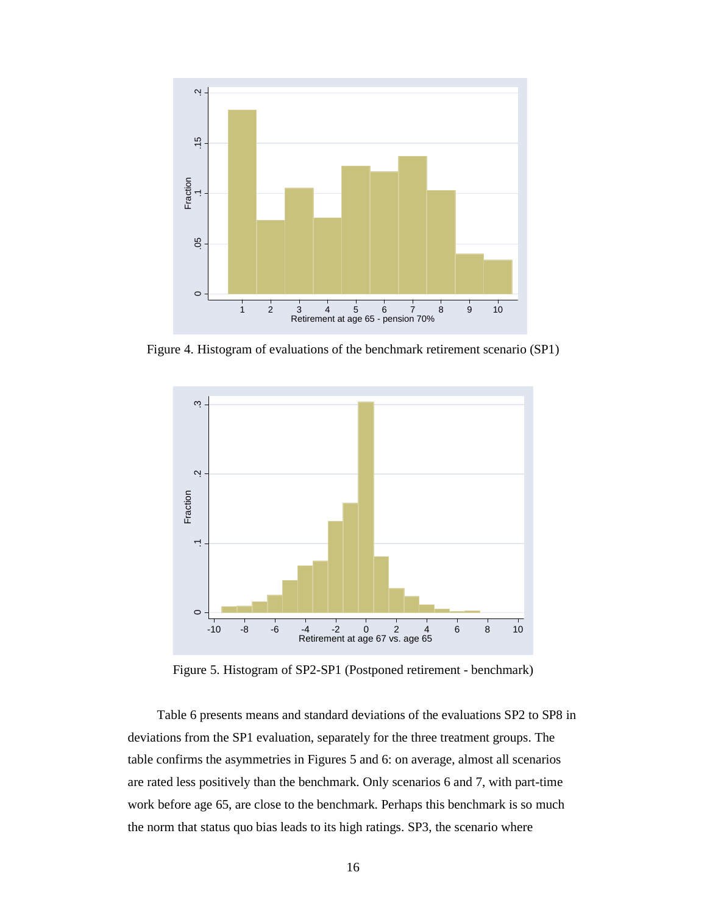Figure 4. Histogram of evaluations of the benchmark retirement scenario (SP1)

Figure 5. Histogram of SP2-SP1 (Postponed retirement - benchmark)

Table 6 presents means and standard deviations of the evaluations SP2 to SP8 in deviations from the SP1 evaluation, separately for the three treatment groups. The table confirms the asymmetries in Figures 5 and 6: on average, almost all scenarios are rated less positively than the benchmark. Only scenarios 6 and 7, with part-time work before age 65, are close to the benchmark. Perhaps this benchmark is so much the norm that status quo bias leads to its high ratings. SP3, the scenario where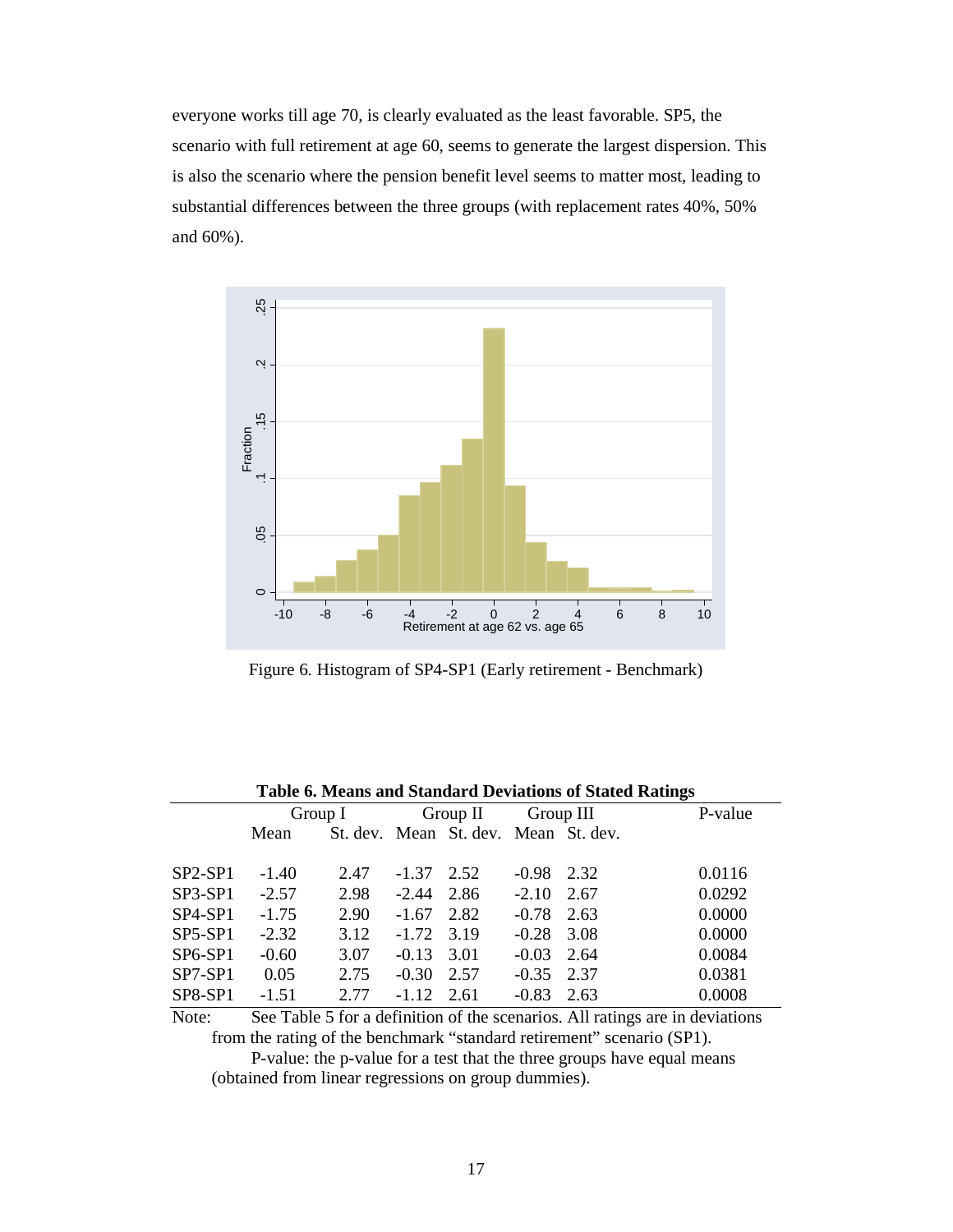everyone works till age 70, is clearly evaluated as the least favorable. SP5, the scenario with full retirement at age 60, seems to generate the largest dispersion. This is also the scenario where the pension benefit level seems to matter most, leading to substantial differences between the three groups (with replacement rates 40%, 50% and 60%).

Figure 6. Histogram of SP4-SP1 (Early retirement - Benchmark)

**Table 6. Means and Standard Deviations of Stated Ratings**

| | Group I | | Group II | | Group III | | P-value |
|---|---|---|---|---|---|---|---|
| | Mean | St. dev. | Mean | St. dev. | Mean | St. dev. | |
| SP2-SP1 | -1.40 | 2.47 | -1.37 | 2.52 | -0.98 | 2.32 | 0.0116 |
| SP3-SP1 | -2.57 | 2.98 | -2.44 | 2.86 | -2.10 | 2.67 | 0.0292 |
| SP4-SP1 | -1.75 | 2.90 | -1.67 | 2.82 | -0.78 | 2.63 | 0.0000 |
| SP5-SP1 | -2.32 | 3.12 | -1.72 | 3.19 | -0.28 | 3.08 | 0.0000 |
| SP6-SP1 | -0.60 | 3.07 | -0.13 | 3.01 | -0.03 | 2.64 | 0.0084 |
| SP7-SP1 | 0.05 | 2.75 | -0.30 | 2.57 | -0.35 | 2.37 | 0.0381 |
| SP8-SP1 | -1.51 | 2.77 | -1.12 | 2.61 | -0.83 | 2.63 | 0.0008 |

Note: See Table 5 for a definition of the scenarios. All ratings are in deviations from the rating of the benchmark "standard retirement" scenario (SP1).
P-value: the p-value for a test that the three groups have equal means (obtained from linear regressions on group dummies).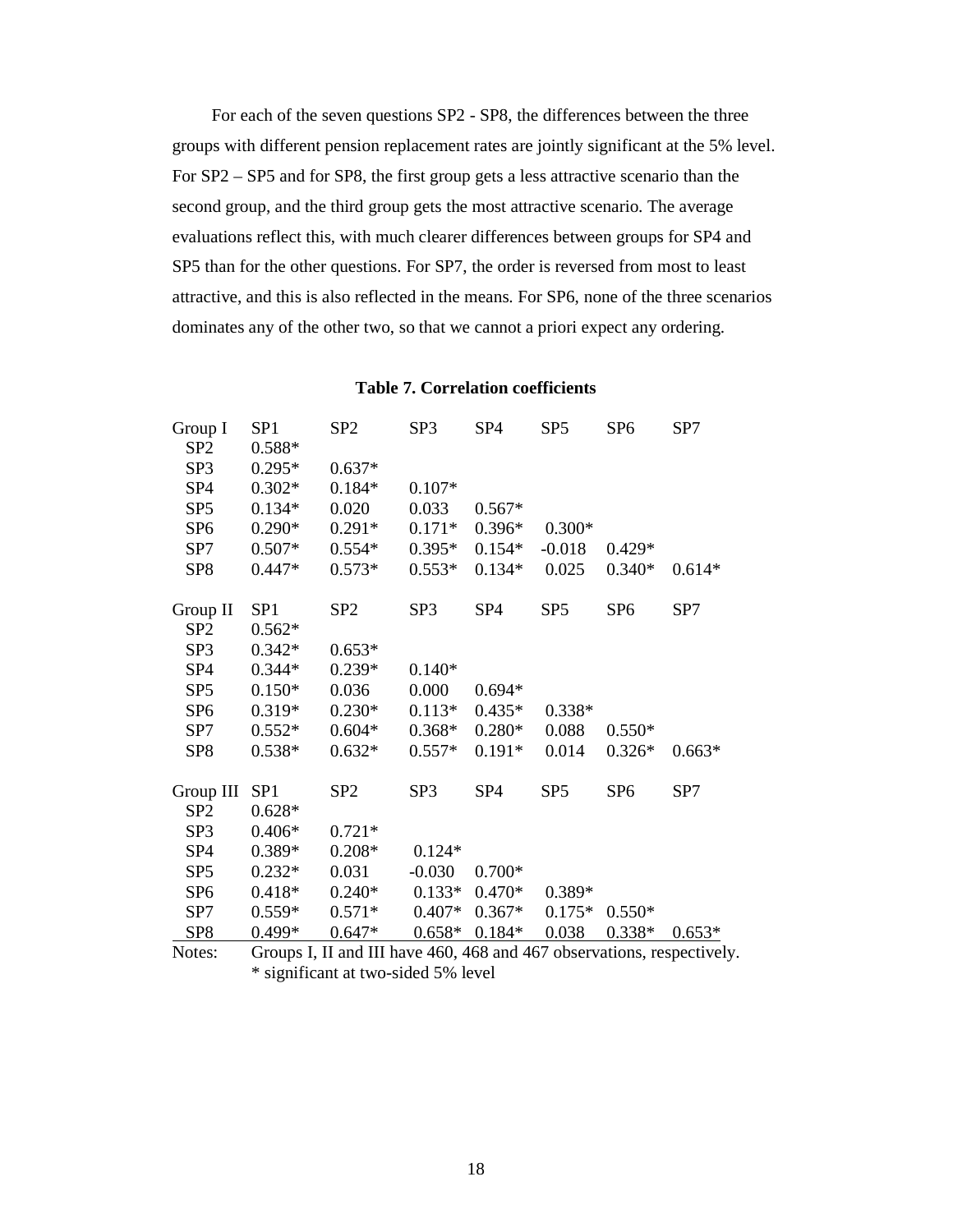For each of the seven questions SP2 - SP8, the differences between the three groups with different pension replacement rates are jointly significant at the 5% level. For SP2 – SP5 and for SP8, the first group gets a less attractive scenario than the second group, and the third group gets the most attractive scenario. The average evaluations reflect this, with much clearer differences between groups for SP4 and SP5 than for the other questions. For SP7, the order is reversed from most to least attractive, and this is also reflected in the means. For SP6, none of the three scenarios dominates any of the other two, so that we cannot a priori expect any ordering.

**Table 7. Correlation coefficients**

| Group I | SP1 | SP2 | SP3 | SP4 | SP5 | SP6 | SP7 |
|---|---|---|---|---|---|---|---|
| SP2 | 0.588* | | | | | | |
| SP3 | 0.295* | 0.637* | | | | | |
| SP4 | 0.302* | 0.184* | 0.107* | | | | |
| SP5 | 0.134* | 0.020 | 0.033 | 0.567* | | | |
| SP6 | 0.290* | 0.291* | 0.171* | 0.396* | 0.300* | | |
| SP7 | 0.507* | 0.554* | 0.395* | 0.154* | -0.018 | 0.429* | |
| SP8 | 0.447* | 0.573* | 0.553* | 0.134* | 0.025 | 0.340* | 0.614* |
| **Group II** | **SP1** | **SP2** | **SP3** | **SP4** | **SP5** | **SP6** | **SP7** |
| SP2 | 0.562* | | | | | | |
| SP3 | 0.342* | 0.653* | | | | | |
| SP4 | 0.344* | 0.239* | 0.140* | | | | |
| SP5 | 0.150* | 0.036 | 0.000 | 0.694* | | | |
| SP6 | 0.319* | 0.230* | 0.113* | 0.435* | 0.338* | | |
| SP7 | 0.552* | 0.604* | 0.368* | 0.280* | 0.088 | 0.550* | |
| SP8 | 0.538* | 0.632* | 0.557* | 0.191* | 0.014 | 0.326* | 0.663* |
| **Group III** | **SP1** | **SP2** | **SP3** | **SP4** | **SP5** | **SP6** | **SP7** |
| SP2 | 0.628* | | | | | | |
| SP3 | 0.406* | 0.721* | | | | | |
| SP4 | 0.389* | 0.208* | 0.124* | | | | |
| SP5 | 0.232* | 0.031 | -0.030 | 0.700* | | | |
| SP6 | 0.418* | 0.240* | 0.133* | 0.470* | 0.389* | | |
| SP7 | 0.559* | 0.571* | 0.407* | 0.367* | 0.175* | 0.550* | |
| SP8 | 0.499* | 0.647* | 0.658* | 0.184* | 0.038 | 0.338* | 0.653* |

Notes: Groups I, II and III have 460, 468 and 467 observations, respectively.
\* significant at two-sided 5% level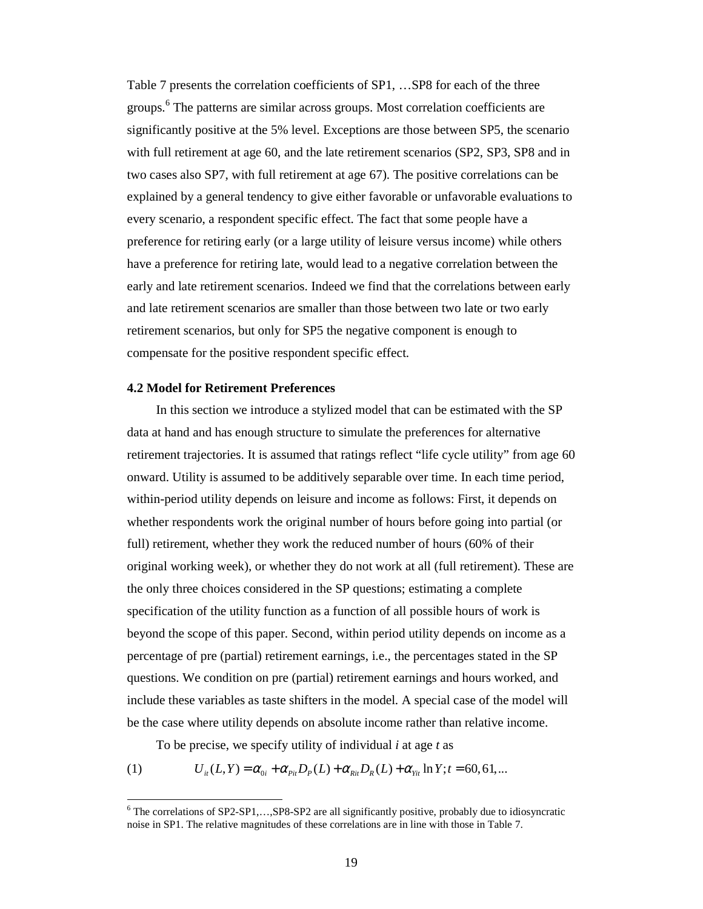Table 7 presents the correlation coefficients of SP1, …SP8 for each of the three groups.[6] The patterns are similar across groups. Most correlation coefficients are significantly positive at the 5% level. Exceptions are those between SP5, the scenario with full retirement at age 60, and the late retirement scenarios (SP2, SP3, SP8 and in two cases also SP7, with full retirement at age 67). The positive correlations can be explained by a general tendency to give either favorable or unfavorable evaluations to every scenario, a respondent specific effect. The fact that some people have a preference for retiring early (or a large utility of leisure versus income) while others have a preference for retiring late, would lead to a negative correlation between the early and late retirement scenarios. Indeed we find that the correlations between early and late retirement scenarios are smaller than those between two late or two early retirement scenarios, but only for SP5 the negative component is enough to compensate for the positive respondent specific effect.

### 4.2 Model for Retirement Preferences

In this section we introduce a stylized model that can be estimated with the SP data at hand and has enough structure to simulate the preferences for alternative retirement trajectories. It is assumed that ratings reflect "life cycle utility" from age 60 onward. Utility is assumed to be additively separable over time. In each time period, within-period utility depends on leisure and income as follows: First, it depends on whether respondents work the original number of hours before going into partial (or full) retirement, whether they work the reduced number of hours (60% of their original working week), or whether they do not work at all (full retirement). These are the only three choices considered in the SP questions; estimating a complete specification of the utility function as a function of all possible hours of work is beyond the scope of this paper. Second, within period utility depends on income as a percentage of pre (partial) retirement earnings, i.e., the percentages stated in the SP questions. We condition on pre (partial) retirement earnings and hours worked, and include these variables as taste shifters in the model. A special case of the model will be the case where utility depends on absolute income rather than relative income.

To be precise, we specify utility of individual $i$ at age $t$ as

$$U_{it}(L,Y) = \alpha_{0i} + \alpha_{Pit} D_P(L) + \alpha_{Rit} D_R(L) + \alpha_{Yit} \ln Y; t = 60, 61, ... \tag{1}$$

[6] The correlations of SP2-SP1,…,SP8-SP2 are all significantly positive, probably due to idiosyncratic noise in SP1. The relative magnitudes of these correlations are in line with those in Table 7.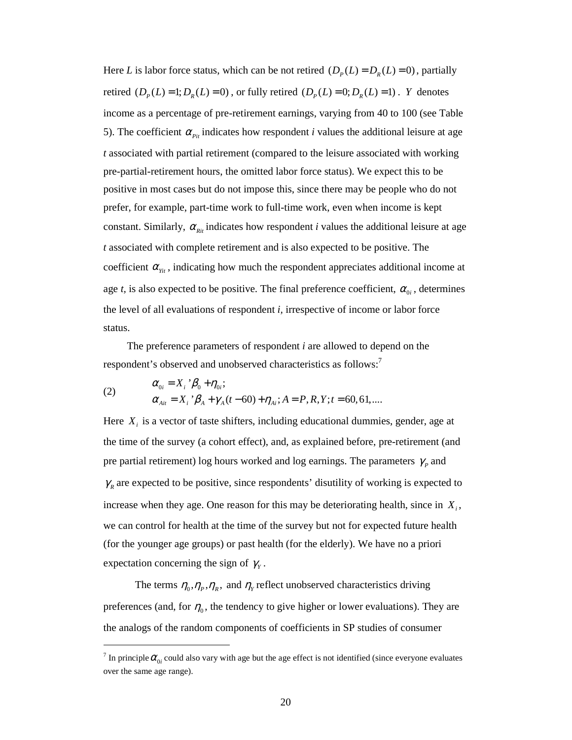Here $L$ is labor force status, which can be not retired $(D_P(L) = D_R(L) = 0)$, partially retired $(D_P(L) = 1; D_R(L) = 0)$, or fully retired $(D_P(L) = 0; D_R(L) = 1)$. $Y$ denotes income as a percentage of pre-retirement earnings, varying from 40 to 100 (see Table 5). The coefficient $\alpha_{Pit}$ indicates how respondent *i* values the additional leisure at age *t* associated with partial retirement (compared to the leisure associated with working pre-partial-retirement hours, the omitted labor force status). We expect this to be positive in most cases but do not impose this, since there may be people who do not prefer, for example, part-time work to full-time work, even when income is kept constant. Similarly, $\alpha_{Rit}$ indicates how respondent *i* values the additional leisure at age *t* associated with complete retirement and is also expected to be positive. The coefficient $\alpha_{Yit}$, indicating how much the respondent appreciates additional income at age *t*, is also expected to be positive. The final preference coefficient, $\alpha_{0i}$, determines the level of all evaluations of respondent *i*, irrespective of income or labor force status.

The preference parameters of respondent *i* are allowed to depend on the respondent's observed and unobserved characteristics as follows:[7]

$$
(2) \qquad \begin{aligned} \alpha_{0i} &= X_i{}'\beta_0 + \eta_{0i}; \\ \alpha_{Ait} &= X_i{}'\beta_A + \gamma_A(t-60) + \eta_{Ai}; A = P, R, Y; t = 60, 61, .... \end{aligned}
$$

Here $X_i$ is a vector of taste shifters, including educational dummies, gender, age at the time of the survey (a cohort effect), and, as explained before, pre-retirement (and pre partial retirement) log hours worked and log earnings. The parameters $\gamma_P$ and $\gamma_R$ are expected to be positive, since respondents' disutility of working is expected to increase when they age. One reason for this may be deteriorating health, since in $X_i$, we can control for health at the time of the survey but not for expected future health (for the younger age groups) or past health (for the elderly). We have no a priori expectation concerning the sign of $\gamma_Y$.

The terms $\eta_0, \eta_P, \eta_R,$ and $\eta_Y$ reflect unobserved characteristics driving preferences (and, for $\eta_0$, the tendency to give higher or lower evaluations). They are the analogs of the random components of coefficients in SP studies of consumer

[7] In principle $\alpha_{0i}$ could also vary with age but the age effect is not identified (since everyone evaluates over the same age range).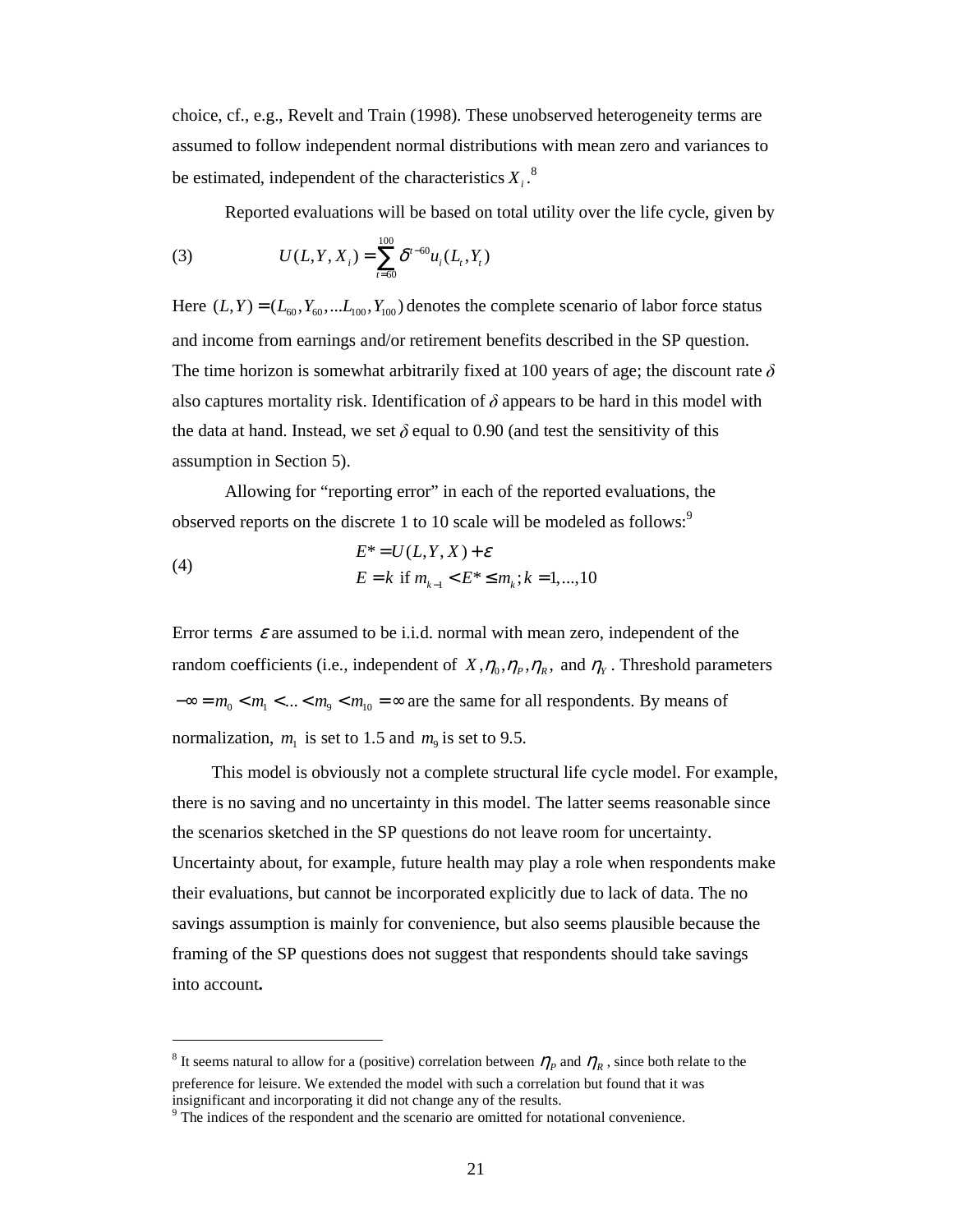choice, cf., e.g., Revelt and Train (1998). These unobserved heterogeneity terms are assumed to follow independent normal distributions with mean zero and variances to be estimated, independent of the characteristics $X_i$.[8]

Reported evaluations will be based on total utility over the life cycle, given by

$$U(L,Y,X_i) = \sum_{t=60}^{100} \delta^{t-60} u_i(L_t, Y_t) \tag{3}$$

Here $(L,Y) = (L_{60}, Y_{60}, ...L_{100}, Y_{100})$ denotes the complete scenario of labor force status and income from earnings and/or retirement benefits described in the SP question. The time horizon is somewhat arbitrarily fixed at 100 years of age; the discount rate $\delta$ also captures mortality risk. Identification of $\delta$ appears to be hard in this model with the data at hand. Instead, we set $\delta$ equal to 0.90 (and test the sensitivity of this assumption in Section 5).

Allowing for "reporting error" in each of the reported evaluations, the observed reports on the discrete 1 to 10 scale will be modeled as follows:[9]

$$\begin{aligned} &E^* = U(L,Y,X) + \varepsilon \\ &E = k \text{ if } m_{k-1} < E^* \leq m_k; k = 1,...,10 \end{aligned} \tag{4}$$

Error terms $\varepsilon$ are assumed to be i.i.d. normal with mean zero, independent of the random coefficients (i.e., independent of $X, \eta_0, \eta_P, \eta_R,$ and $\eta_Y$. Threshold parameters $-\infty = m_0 < m_1 < ... < m_9 < m_{10} = \infty$ are the same for all respondents. By means of normalization, $m_1$ is set to 1.5 and $m_9$ is set to 9.5.

This model is obviously not a complete structural life cycle model. For example, there is no saving and no uncertainty in this model. The latter seems reasonable since the scenarios sketched in the SP questions do not leave room for uncertainty. Uncertainty about, for example, future health may play a role when respondents make their evaluations, but cannot be incorporated explicitly due to lack of data. The no savings assumption is mainly for convenience, but also seems plausible because the framing of the SP questions does not suggest that respondents should take savings into account**.**

---

[8] It seems natural to allow for a (positive) correlation between $\eta_P$ and $\eta_R$, since both relate to the preference for leisure. We extended the model with such a correlation but found that it was insignificant and incorporating it did not change any of the results.

[9] The indices of the respondent and the scenario are omitted for notational convenience.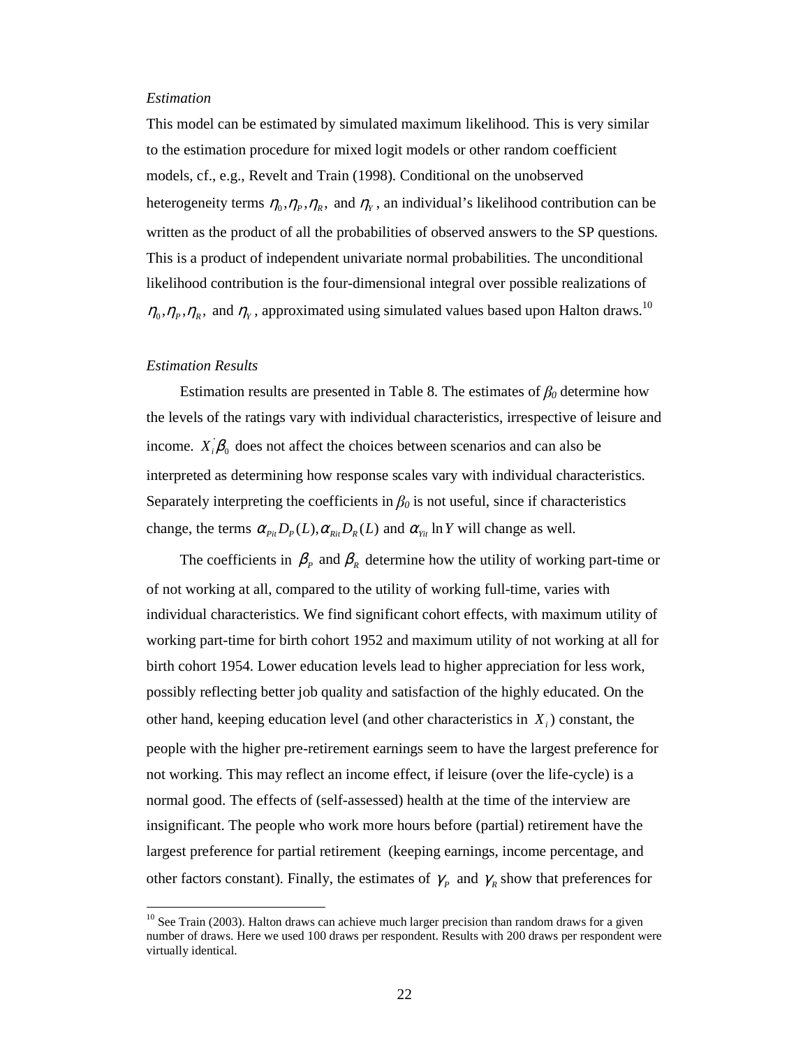*Estimation*

This model can be estimated by simulated maximum likelihood. This is very similar to the estimation procedure for mixed logit models or other random coefficient models, cf., e.g., Revelt and Train (1998). Conditional on the unobserved heterogeneity terms $\eta_0, \eta_P, \eta_R,$ and $\eta_Y$, an individual's likelihood contribution can be written as the product of all the probabilities of observed answers to the SP questions. This is a product of independent univariate normal probabilities. The unconditional likelihood contribution is the four-dimensional integral over possible realizations of $\eta_0, \eta_P, \eta_R,$ and $\eta_Y$, approximated using simulated values based upon Halton draws.[10]

*Estimation Results*

Estimation results are presented in Table 8. The estimates of $\beta_0$ determine how the levels of the ratings vary with individual characteristics, irrespective of leisure and income. $X_i^{'}\beta_0$ does not affect the choices between scenarios and can also be interpreted as determining how response scales vary with individual characteristics. Separately interpreting the coefficients in $\beta_0$ is not useful, since if characteristics change, the terms $\alpha_{Pit} D_P(L), \alpha_{Rit} D_R(L)$ and $\alpha_{Yit} \ln Y$ will change as well.

The coefficients in $\beta_P$ and $\beta_R$ determine how the utility of working part-time or of not working at all, compared to the utility of working full-time, varies with individual characteristics. We find significant cohort effects, with maximum utility of working part-time for birth cohort 1952 and maximum utility of not working at all for birth cohort 1954. Lower education levels lead to higher appreciation for less work, possibly reflecting better job quality and satisfaction of the highly educated. On the other hand, keeping education level (and other characteristics in $X_i$) constant, the people with the higher pre-retirement earnings seem to have the largest preference for not working. This may reflect an income effect, if leisure (over the life-cycle) is a normal good. The effects of (self-assessed) health at the time of the interview are insignificant. The people who work more hours before (partial) retirement have the largest preference for partial retirement (keeping earnings, income percentage, and other factors constant). Finally, the estimates of $\gamma_P$ and $\gamma_R$ show that preferences for

[10] See Train (2003). Halton draws can achieve much larger precision than random draws for a given number of draws. Here we used 100 draws per respondent. Results with 200 draws per respondent were virtually identical.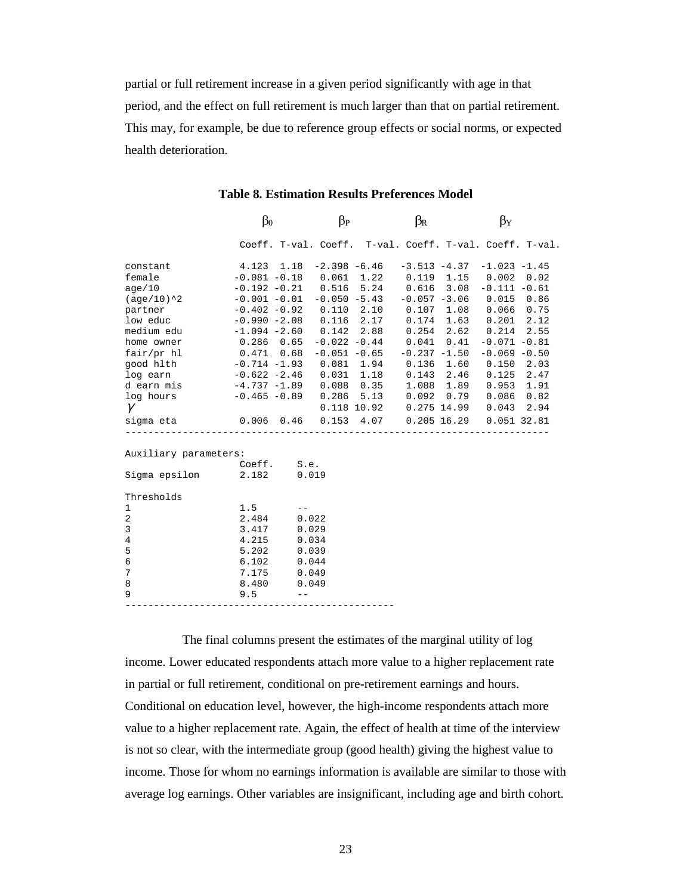partial or full retirement increase in a given period significantly with age in that period, and the effect on full retirement is much larger than that on partial retirement. This may, for example, be due to reference group effects or social norms, or expected health deterioration.

**Table 8. Estimation Results Preferences Model**

| | $\beta_0$ | | $\beta_P$ | | $\beta_R$ | | $\beta_Y$ | |
|---|---|---|---|---|---|---|---|---|
| | Coeff. | T-val. | Coeff. | T-val. | Coeff. | T-val. | Coeff. | T-val. |
| constant | 4.123 | 1.18 | -2.398 | -6.46 | -3.513 | -4.37 | -1.023 | -1.45 |
| female | -0.081 | -0.18 | 0.061 | 1.22 | 0.119 | 1.15 | 0.002 | 0.02 |
| age/10 | -0.192 | -0.21 | 0.516 | 5.24 | 0.616 | 3.08 | -0.111 | -0.61 |
| (age/10)^2 | -0.001 | -0.01 | -0.050 | -5.43 | -0.057 | -3.06 | 0.015 | 0.86 |
| partner | -0.402 | -0.92 | 0.110 | 2.10 | 0.107 | 1.08 | 0.066 | 0.75 |
| low educ | -0.990 | -2.08 | 0.116 | 2.17 | 0.174 | 1.63 | 0.201 | 2.12 |
| medium edu | -1.094 | -2.60 | 0.142 | 2.88 | 0.254 | 2.62 | 0.214 | 2.55 |
| home owner | 0.286 | 0.65 | -0.022 | -0.44 | 0.041 | 0.41 | -0.071 | -0.81 |
| fair/pr hl | 0.471 | 0.68 | -0.051 | -0.65 | -0.237 | -1.50 | -0.069 | -0.50 |
| good hlth | -0.714 | -1.93 | 0.081 | 1.94 | 0.136 | 1.60 | 0.150 | 2.03 |
| log earn | -0.622 | -2.46 | 0.031 | 1.18 | 0.143 | 2.46 | 0.125 | 2.47 |
| d earn mis | -4.737 | -1.89 | 0.088 | 0.35 | 1.088 | 1.89 | 0.953 | 1.91 |
| log hours | -0.465 | -0.89 | 0.286 | 5.13 | 0.092 | 0.79 | 0.086 | 0.82 |
| $\gamma$ | | | 0.118 | 10.92 | 0.275 | 14.99 | 0.043 | 2.94 |
| sigma eta | 0.006 | 0.46 | 0.153 | 4.07 | 0.205 | 16.29 | 0.051 | 32.81 |

Auxiliary parameters:

| | Coeff. | S.e. |
|---|---|---|
| Sigma epsilon | 2.182 | 0.019 |
| **Thresholds** | | |
| 1 | 1.5 | -- |
| 2 | 2.484 | 0.022 |
| 3 | 3.417 | 0.029 |
| 4 | 4.215 | 0.034 |
| 5 | 5.202 | 0.039 |
| 6 | 6.102 | 0.044 |
| 7 | 7.175 | 0.049 |
| 8 | 8.480 | 0.049 |
| 9 | 9.5 | -- |

The final columns present the estimates of the marginal utility of log income. Lower educated respondents attach more value to a higher replacement rate in partial or full retirement, conditional on pre-retirement earnings and hours. Conditional on education level, however, the high-income respondents attach more value to a higher replacement rate. Again, the effect of health at time of the interview is not so clear, with the intermediate group (good health) giving the highest value to income. Those for whom no earnings information is available are similar to those with average log earnings. Other variables are insignificant, including age and birth cohort.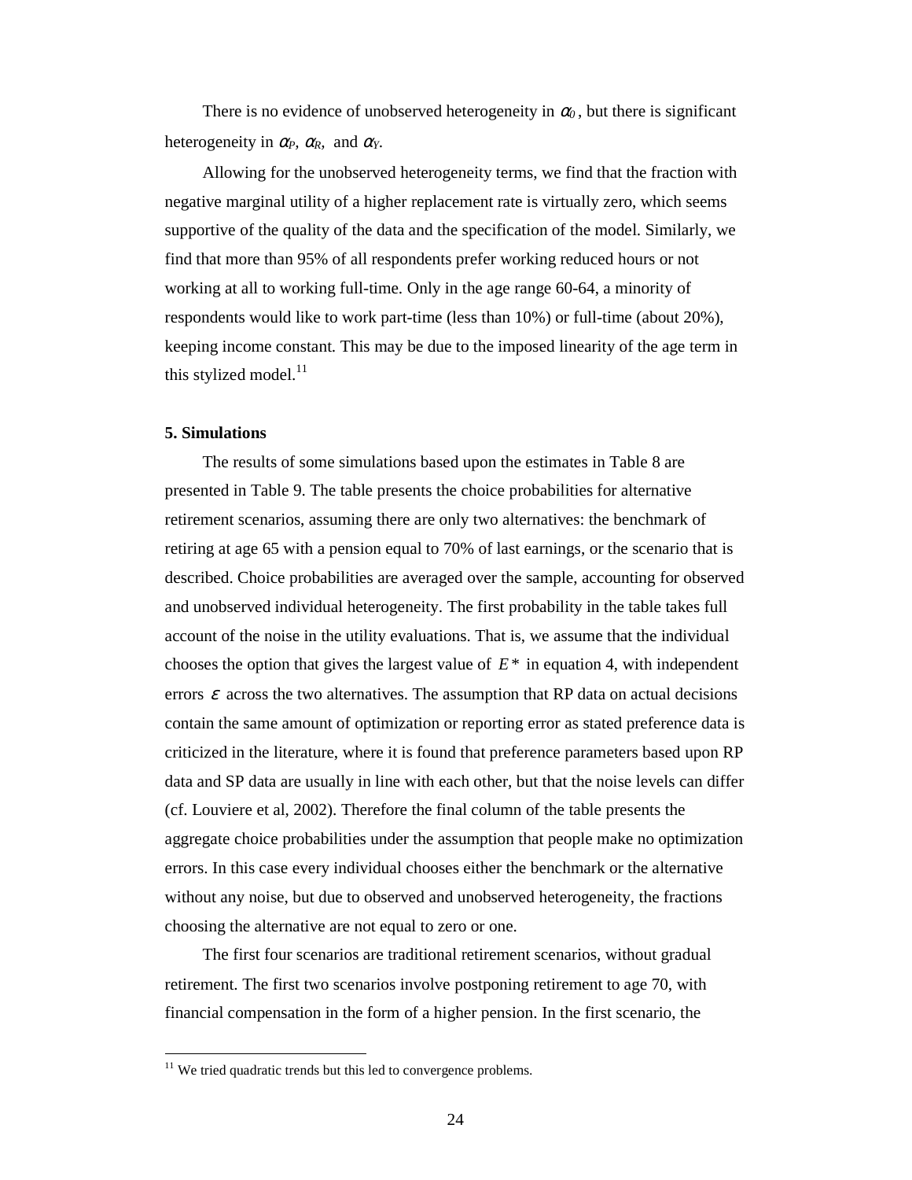There is no evidence of unobserved heterogeneity in $\alpha_0$, but there is significant heterogeneity in $\alpha_P$, $\alpha_R$, and $\alpha_Y$.

Allowing for the unobserved heterogeneity terms, we find that the fraction with negative marginal utility of a higher replacement rate is virtually zero, which seems supportive of the quality of the data and the specification of the model. Similarly, we find that more than 95% of all respondents prefer working reduced hours or not working at all to working full-time. Only in the age range 60-64, a minority of respondents would like to work part-time (less than 10%) or full-time (about 20%), keeping income constant. This may be due to the imposed linearity of the age term in this stylized model.[11]

**5. Simulations**

The results of some simulations based upon the estimates in Table 8 are presented in Table 9. The table presents the choice probabilities for alternative retirement scenarios, assuming there are only two alternatives: the benchmark of retiring at age 65 with a pension equal to 70% of last earnings, or the scenario that is described. Choice probabilities are averaged over the sample, accounting for observed and unobserved individual heterogeneity. The first probability in the table takes full account of the noise in the utility evaluations. That is, we assume that the individual chooses the option that gives the largest value of $E^*$ in equation 4, with independent errors $\varepsilon$ across the two alternatives. The assumption that RP data on actual decisions contain the same amount of optimization or reporting error as stated preference data is criticized in the literature, where it is found that preference parameters based upon RP data and SP data are usually in line with each other, but that the noise levels can differ (cf. Louviere et al, 2002). Therefore the final column of the table presents the aggregate choice probabilities under the assumption that people make no optimization errors. In this case every individual chooses either the benchmark or the alternative without any noise, but due to observed and unobserved heterogeneity, the fractions choosing the alternative are not equal to zero or one.

The first four scenarios are traditional retirement scenarios, without gradual retirement. The first two scenarios involve postponing retirement to age 70, with financial compensation in the form of a higher pension. In the first scenario, the

[11] We tried quadratic trends but this led to convergence problems.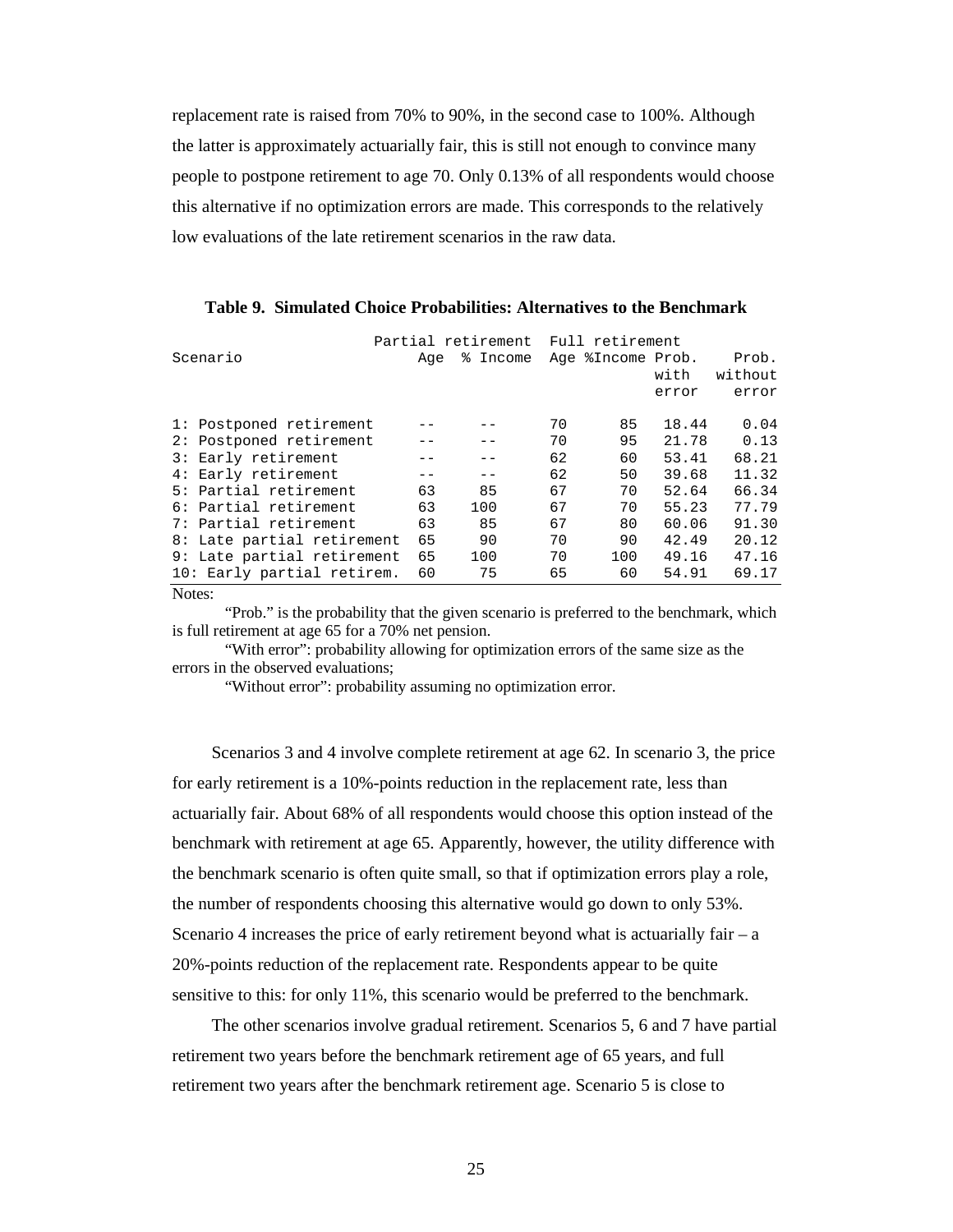replacement rate is raised from 70% to 90%, in the second case to 100%. Although the latter is approximately actuarially fair, this is still not enough to convince many people to postpone retirement to age 70. Only 0.13% of all respondents would choose this alternative if no optimization errors are made. This corresponds to the relatively low evaluations of the late retirement scenarios in the raw data.

**Table 9. Simulated Choice Probabilities: Alternatives to the Benchmark**

| Scenario | Partial retirement | | Full retirement | | | |
|---|---|---|---|---|---|---|
| | Age | % Income | Age | %Income | Prob. with error | Prob. without error |
| 1: Postponed retirement | -- | -- | 70 | 85 | 18.44 | 0.04 |
| 2: Postponed retirement | -- | -- | 70 | 95 | 21.78 | 0.13 |
| 3: Early retirement | -- | -- | 62 | 60 | 53.41 | 68.21 |
| 4: Early retirement | -- | -- | 62 | 50 | 39.68 | 11.32 |
| 5: Partial retirement | 63 | 85 | 67 | 70 | 52.64 | 66.34 |
| 6: Partial retirement | 63 | 100 | 67 | 70 | 55.23 | 77.79 |
| 7: Partial retirement | 63 | 85 | 67 | 80 | 60.06 | 91.30 |
| 8: Late partial retirement | 65 | 90 | 70 | 90 | 42.49 | 20.12 |
| 9: Late partial retirement | 65 | 100 | 70 | 100 | 49.16 | 47.16 |
| 10: Early partial retirem. | 60 | 75 | 65 | 60 | 54.91 | 69.17 |

Notes:

"Prob." is the probability that the given scenario is preferred to the benchmark, which is full retirement at age 65 for a 70% net pension.

"With error": probability allowing for optimization errors of the same size as the errors in the observed evaluations;

"Without error": probability assuming no optimization error.

Scenarios 3 and 4 involve complete retirement at age 62. In scenario 3, the price for early retirement is a 10%-points reduction in the replacement rate, less than actuarially fair. About 68% of all respondents would choose this option instead of the benchmark with retirement at age 65. Apparently, however, the utility difference with the benchmark scenario is often quite small, so that if optimization errors play a role, the number of respondents choosing this alternative would go down to only 53%. Scenario 4 increases the price of early retirement beyond what is actuarially fair – a 20%-points reduction of the replacement rate. Respondents appear to be quite sensitive to this: for only 11%, this scenario would be preferred to the benchmark.

The other scenarios involve gradual retirement. Scenarios 5, 6 and 7 have partial retirement two years before the benchmark retirement age of 65 years, and full retirement two years after the benchmark retirement age. Scenario 5 is close to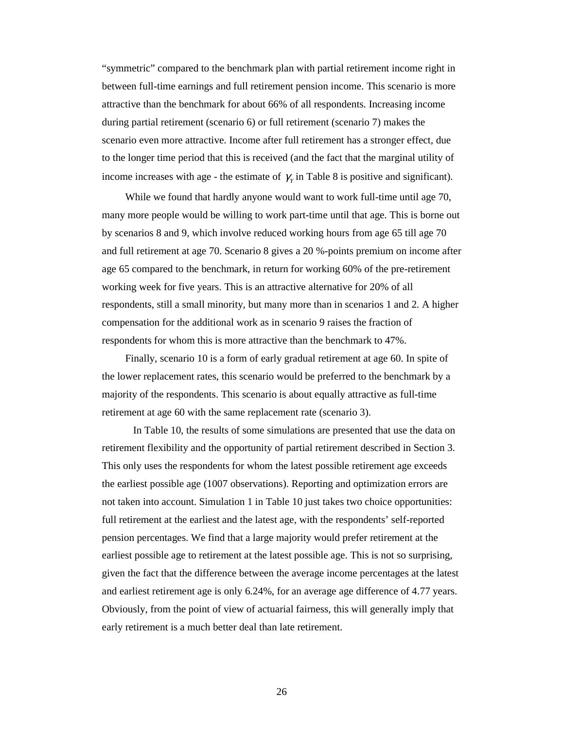"symmetric" compared to the benchmark plan with partial retirement income right in between full-time earnings and full retirement pension income. This scenario is more attractive than the benchmark for about 66% of all respondents. Increasing income during partial retirement (scenario 6) or full retirement (scenario 7) makes the scenario even more attractive. Income after full retirement has a stronger effect, due to the longer time period that this is received (and the fact that the marginal utility of income increases with age - the estimate of $\gamma_Y$ in Table 8 is positive and significant).

While we found that hardly anyone would want to work full-time until age 70, many more people would be willing to work part-time until that age. This is borne out by scenarios 8 and 9, which involve reduced working hours from age 65 till age 70 and full retirement at age 70. Scenario 8 gives a 20 %-points premium on income after age 65 compared to the benchmark, in return for working 60% of the pre-retirement working week for five years. This is an attractive alternative for 20% of all respondents, still a small minority, but many more than in scenarios 1 and 2. A higher compensation for the additional work as in scenario 9 raises the fraction of respondents for whom this is more attractive than the benchmark to 47%.

Finally, scenario 10 is a form of early gradual retirement at age 60. In spite of the lower replacement rates, this scenario would be preferred to the benchmark by a majority of the respondents. This scenario is about equally attractive as full-time retirement at age 60 with the same replacement rate (scenario 3).

In Table 10, the results of some simulations are presented that use the data on retirement flexibility and the opportunity of partial retirement described in Section 3. This only uses the respondents for whom the latest possible retirement age exceeds the earliest possible age (1007 observations). Reporting and optimization errors are not taken into account. Simulation 1 in Table 10 just takes two choice opportunities: full retirement at the earliest and the latest age, with the respondents' self-reported pension percentages. We find that a large majority would prefer retirement at the earliest possible age to retirement at the latest possible age. This is not so surprising, given the fact that the difference between the average income percentages at the latest and earliest retirement age is only 6.24%, for an average age difference of 4.77 years. Obviously, from the point of view of actuarial fairness, this will generally imply that early retirement is a much better deal than late retirement.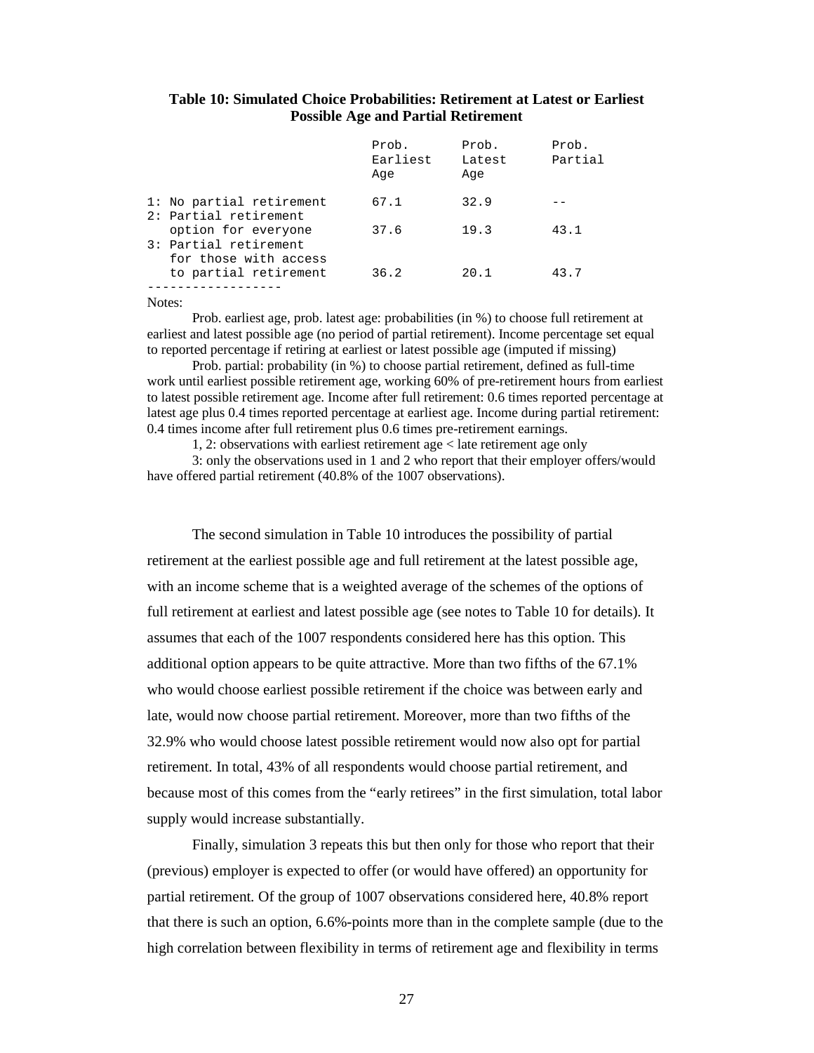**Table 10: Simulated Choice Probabilities: Retirement at Latest or Earliest Possible Age and Partial Retirement**

| | Prob. Earliest Age | Prob. Latest Age | Prob. Partial |
|---|---|---|---|
| 1: No partial retirement | 67.1 | 32.9 | -- |
| 2: Partial retirement option for everyone | 37.6 | 19.3 | 43.1 |
| 3: Partial retirement for those with access to partial retirement | 36.2 | 20.1 | 43.7 |

Notes:

Prob. earliest age, prob. latest age: probabilities (in %) to choose full retirement at earliest and latest possible age (no period of partial retirement). Income percentage set equal to reported percentage if retiring at earliest or latest possible age (imputed if missing)

Prob. partial: probability (in %) to choose partial retirement, defined as full-time work until earliest possible retirement age, working 60% of pre-retirement hours from earliest to latest possible retirement age. Income after full retirement: 0.6 times reported percentage at latest age plus 0.4 times reported percentage at earliest age. Income during partial retirement: 0.4 times income after full retirement plus 0.6 times pre-retirement earnings.

1, 2: observations with earliest retirement age < late retirement age only

3: only the observations used in 1 and 2 who report that their employer offers/would have offered partial retirement (40.8% of the 1007 observations).

The second simulation in Table 10 introduces the possibility of partial retirement at the earliest possible age and full retirement at the latest possible age, with an income scheme that is a weighted average of the schemes of the options of full retirement at earliest and latest possible age (see notes to Table 10 for details). It assumes that each of the 1007 respondents considered here has this option. This additional option appears to be quite attractive. More than two fifths of the 67.1% who would choose earliest possible retirement if the choice was between early and late, would now choose partial retirement. Moreover, more than two fifths of the 32.9% who would choose latest possible retirement would now also opt for partial retirement. In total, 43% of all respondents would choose partial retirement, and because most of this comes from the "early retirees" in the first simulation, total labor supply would increase substantially.

Finally, simulation 3 repeats this but then only for those who report that their (previous) employer is expected to offer (or would have offered) an opportunity for partial retirement. Of the group of 1007 observations considered here, 40.8% report that there is such an option, 6.6%-points more than in the complete sample (due to the high correlation between flexibility in terms of retirement age and flexibility in terms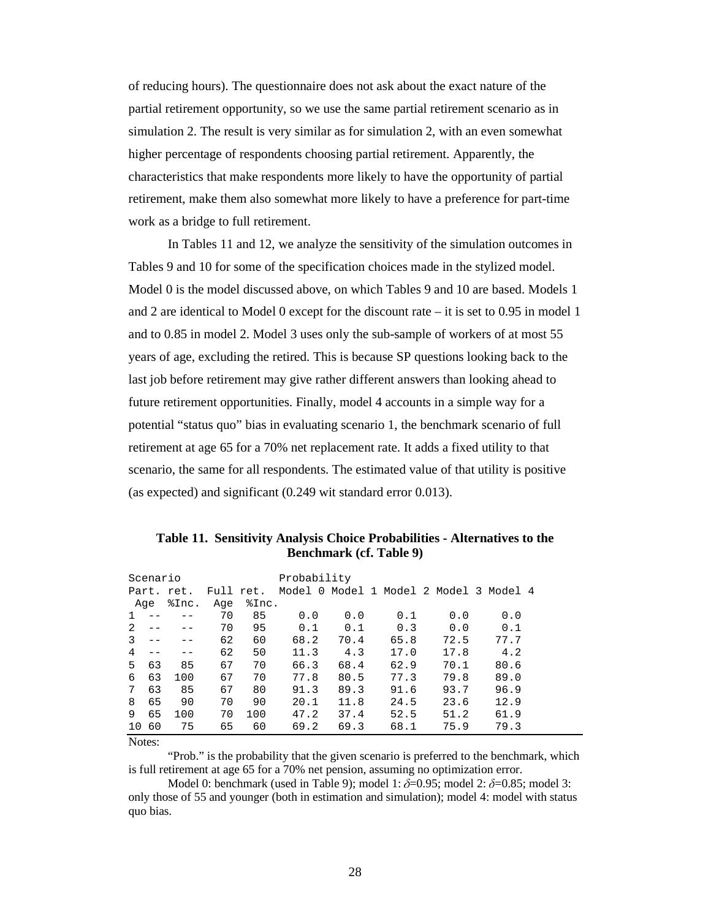of reducing hours). The questionnaire does not ask about the exact nature of the partial retirement opportunity, so we use the same partial retirement scenario as in simulation 2. The result is very similar as for simulation 2, with an even somewhat higher percentage of respondents choosing partial retirement. Apparently, the characteristics that make respondents more likely to have the opportunity of partial retirement, make them also somewhat more likely to have a preference for part-time work as a bridge to full retirement.

In Tables 11 and 12, we analyze the sensitivity of the simulation outcomes in Tables 9 and 10 for some of the specification choices made in the stylized model. Model 0 is the model discussed above, on which Tables 9 and 10 are based. Models 1 and 2 are identical to Model 0 except for the discount rate – it is set to 0.95 in model 1 and to 0.85 in model 2. Model 3 uses only the sub-sample of workers of at most 55 years of age, excluding the retired. This is because SP questions looking back to the last job before retirement may give rather different answers than looking ahead to future retirement opportunities. Finally, model 4 accounts in a simple way for a potential "status quo" bias in evaluating scenario 1, the benchmark scenario of full retirement at age 65 for a 70% net replacement rate. It adds a fixed utility to that scenario, the same for all respondents. The estimated value of that utility is positive (as expected) and significant (0.249 wit standard error 0.013).

**Table 11. Sensitivity Analysis Choice Probabilities - Alternatives to the Benchmark (cf. Table 9)**

| Scenario | Part. ret. Age | Part. ret. %Inc. | Full ret. Age | Full ret. %Inc. | Probability Model 0 | Model 1 | Model 2 | Model 3 | Model 4 |
|---|---|---|---|---|---|---|---|---|---|
| 1 | -- | -- | 70 | 85 | 0.0 | 0.0 | 0.1 | 0.0 | 0.0 |
| 2 | -- | -- | 70 | 95 | 0.1 | 0.1 | 0.3 | 0.0 | 0.1 |
| 3 | -- | -- | 62 | 60 | 68.2 | 70.4 | 65.8 | 72.5 | 77.7 |
| 4 | -- | -- | 62 | 50 | 11.3 | 4.3 | 17.0 | 17.8 | 4.2 |
| 5 | 63 | 85 | 67 | 70 | 66.3 | 68.4 | 62.9 | 70.1 | 80.6 |
| 6 | 63 | 100 | 67 | 70 | 77.8 | 80.5 | 77.3 | 79.8 | 89.0 |
| 7 | 63 | 85 | 67 | 80 | 91.3 | 89.3 | 91.6 | 93.7 | 96.9 |
| 8 | 65 | 90 | 70 | 90 | 20.1 | 11.8 | 24.5 | 23.6 | 12.9 |
| 9 | 65 | 100 | 70 | 100 | 47.2 | 37.4 | 52.5 | 51.2 | 61.9 |
| 10 | 60 | 75 | 65 | 60 | 69.2 | 69.3 | 68.1 | 75.9 | 79.3 |

Notes:

"Prob." is the probability that the given scenario is preferred to the benchmark, which is full retirement at age 65 for a 70% net pension, assuming no optimization error.

Model 0: benchmark (used in Table 9); model 1: $\delta$=0.95; model 2: $\delta$=0.85; model 3: only those of 55 and younger (both in estimation and simulation); model 4: model with status quo bias.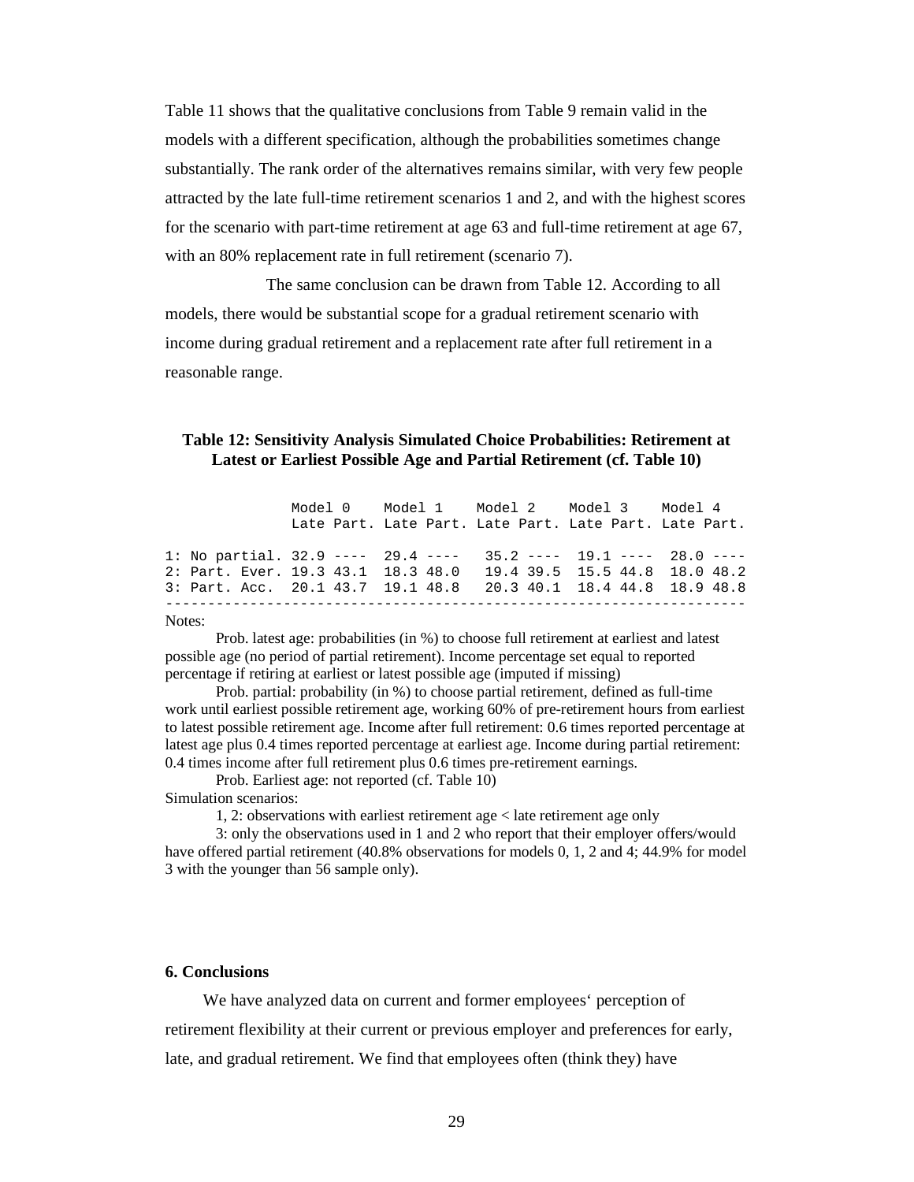Table 11 shows that the qualitative conclusions from Table 9 remain valid in the models with a different specification, although the probabilities sometimes change substantially. The rank order of the alternatives remains similar, with very few people attracted by the late full-time retirement scenarios 1 and 2, and with the highest scores for the scenario with part-time retirement at age 63 and full-time retirement at age 67, with an 80% replacement rate in full retirement (scenario 7).

The same conclusion can be drawn from Table 12. According to all models, there would be substantial scope for a gradual retirement scenario with income during gradual retirement and a replacement rate after full retirement in a reasonable range.

**Table 12: Sensitivity Analysis Simulated Choice Probabilities: Retirement at Latest or Earliest Possible Age and Partial Retirement (cf. Table 10)**

| | Model 0 | | Model 1 | | Model 2 | | Model 3 | | Model 4 | |
|---|---|---|---|---|---|---|---|---|---|---|
| | Late | Part. | Late | Part. | Late | Part. | Late | Part. | Late | Part. |
| 1: No partial. | 32.9 | ---- | 29.4 | ---- | 35.2 | ---- | 19.1 | ---- | 28.0 | ---- |
| 2: Part. Ever. | 19.3 | 43.1 | 18.3 | 48.0 | 19.4 | 39.5 | 15.5 | 44.8 | 18.0 | 48.2 |
| 3: Part. Acc. | 20.1 | 43.7 | 19.1 | 48.8 | 20.3 | 40.1 | 18.4 | 44.8 | 18.9 | 48.8 |

Notes:

Prob. latest age: probabilities (in %) to choose full retirement at earliest and latest possible age (no period of partial retirement). Income percentage set equal to reported percentage if retiring at earliest or latest possible age (imputed if missing)

Prob. partial: probability (in %) to choose partial retirement, defined as full-time work until earliest possible retirement age, working 60% of pre-retirement hours from earliest to latest possible retirement age. Income after full retirement: 0.6 times reported percentage at latest age plus 0.4 times reported percentage at earliest age. Income during partial retirement: 0.4 times income after full retirement plus 0.6 times pre-retirement earnings.

Prob. Earliest age: not reported (cf. Table 10)

Simulation scenarios:

1, 2: observations with earliest retirement age < late retirement age only

3: only the observations used in 1 and 2 who report that their employer offers/would have offered partial retirement (40.8% observations for models 0, 1, 2 and 4; 44.9% for model 3 with the younger than 56 sample only).

## 6. Conclusions

We have analyzed data on current and former employees‘ perception of retirement flexibility at their current or previous employer and preferences for early, late, and gradual retirement. We find that employees often (think they) have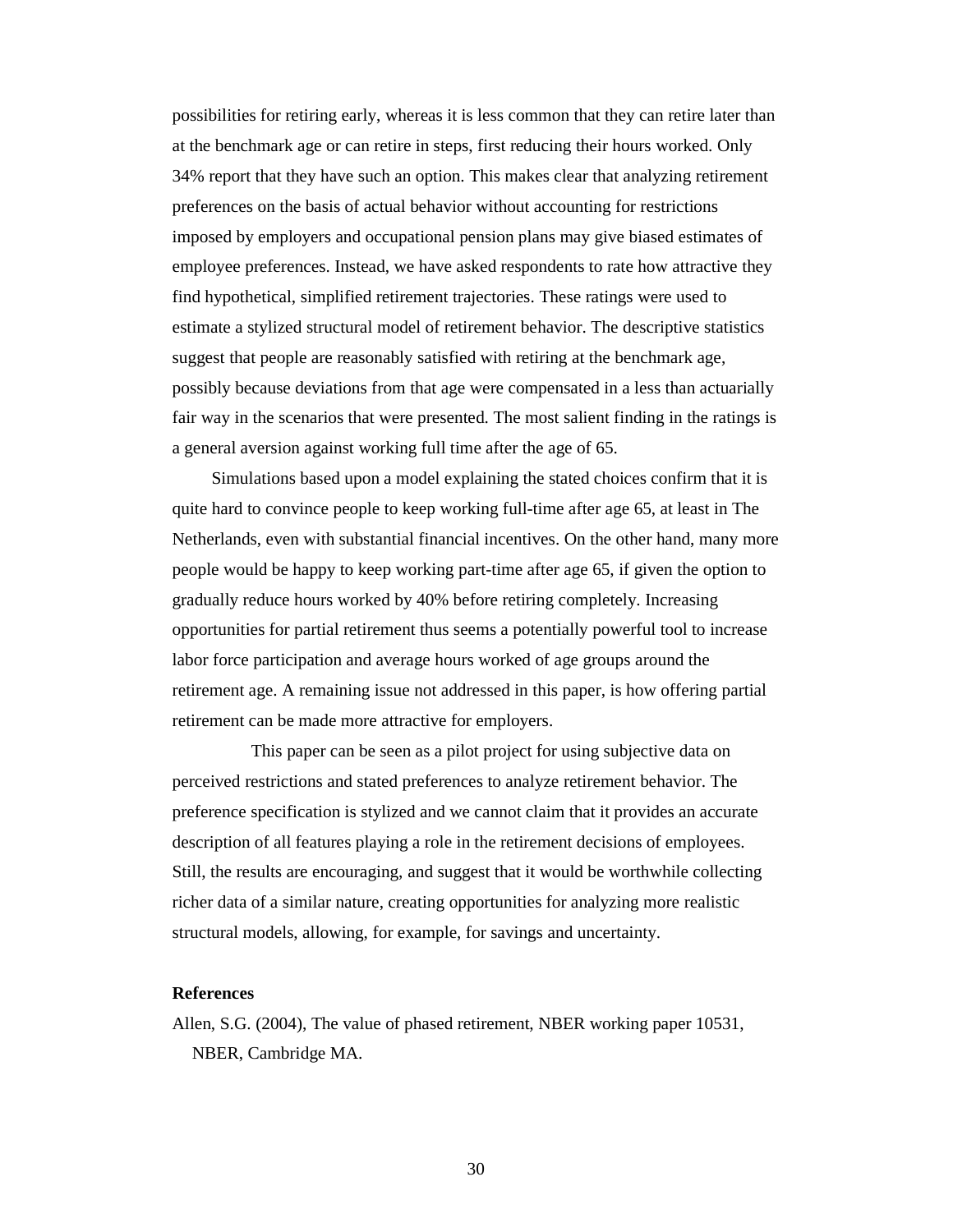possibilities for retiring early, whereas it is less common that they can retire later than at the benchmark age or can retire in steps, first reducing their hours worked. Only 34% report that they have such an option. This makes clear that analyzing retirement preferences on the basis of actual behavior without accounting for restrictions imposed by employers and occupational pension plans may give biased estimates of employee preferences. Instead, we have asked respondents to rate how attractive they find hypothetical, simplified retirement trajectories. These ratings were used to estimate a stylized structural model of retirement behavior. The descriptive statistics suggest that people are reasonably satisfied with retiring at the benchmark age, possibly because deviations from that age were compensated in a less than actuarially fair way in the scenarios that were presented. The most salient finding in the ratings is a general aversion against working full time after the age of 65.

Simulations based upon a model explaining the stated choices confirm that it is quite hard to convince people to keep working full-time after age 65, at least in The Netherlands, even with substantial financial incentives. On the other hand, many more people would be happy to keep working part-time after age 65, if given the option to gradually reduce hours worked by 40% before retiring completely. Increasing opportunities for partial retirement thus seems a potentially powerful tool to increase labor force participation and average hours worked of age groups around the retirement age. A remaining issue not addressed in this paper, is how offering partial retirement can be made more attractive for employers.

This paper can be seen as a pilot project for using subjective data on perceived restrictions and stated preferences to analyze retirement behavior. The preference specification is stylized and we cannot claim that it provides an accurate description of all features playing a role in the retirement decisions of employees. Still, the results are encouraging, and suggest that it would be worthwhile collecting richer data of a similar nature, creating opportunities for analyzing more realistic structural models, allowing, for example, for savings and uncertainty.

**References**

Allen, S.G. (2004), The value of phased retirement, NBER working paper 10531, NBER, Cambridge MA.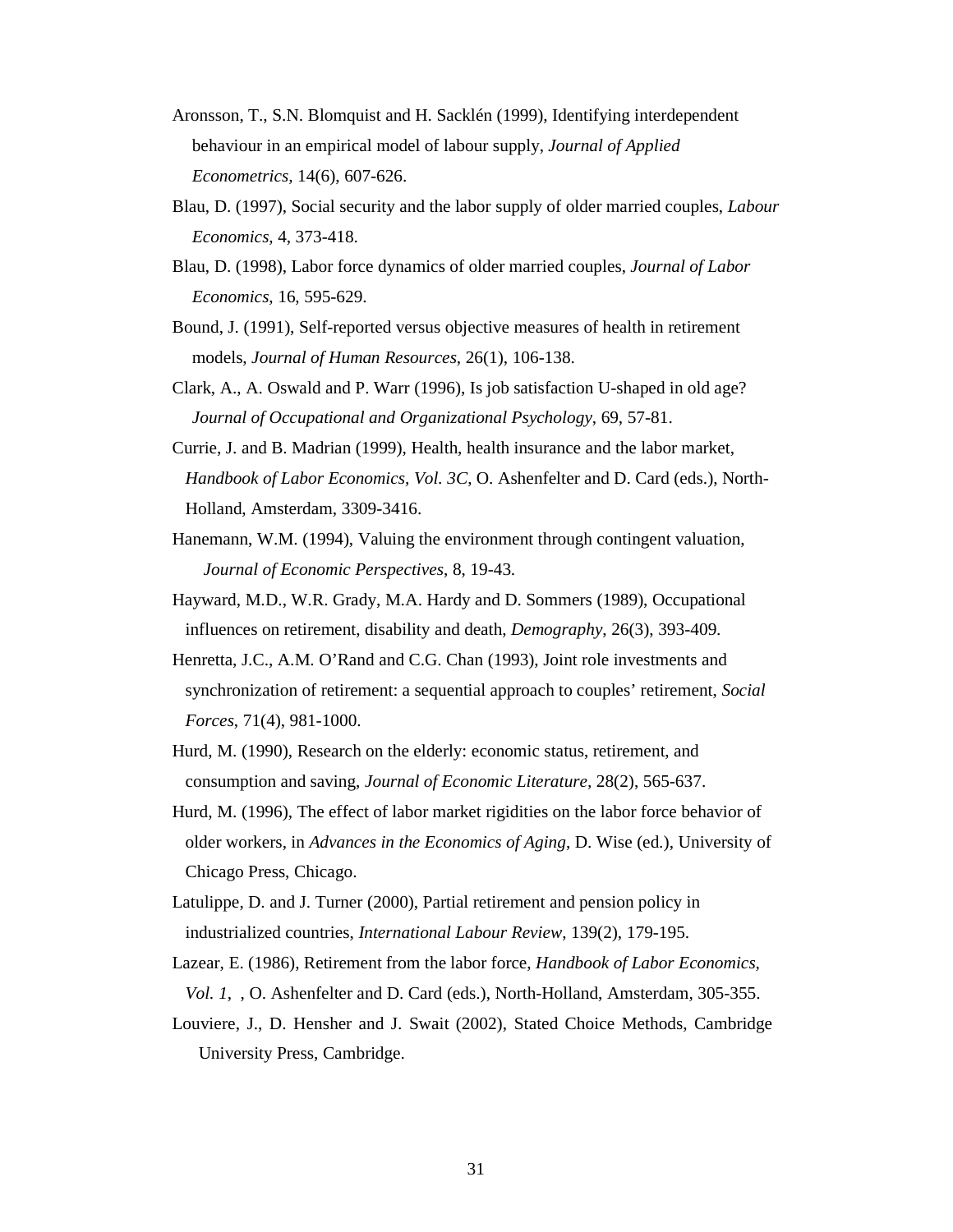Aronsson, T., S.N. Blomquist and H. Sacklén (1999), Identifying interdependent behaviour in an empirical model of labour supply, *Journal of Applied Econometrics*, 14(6), 607-626.

Blau, D. (1997), Social security and the labor supply of older married couples, *Labour Economics*, 4, 373-418.

Blau, D. (1998), Labor force dynamics of older married couples, *Journal of Labor Economics*, 16, 595-629.

Bound, J. (1991), Self-reported versus objective measures of health in retirement models, *Journal of Human Resources*, 26(1), 106-138.

Clark, A., A. Oswald and P. Warr (1996), Is job satisfaction U-shaped in old age? *Journal of Occupational and Organizational Psychology*, 69, 57-81.

Currie, J. and B. Madrian (1999), Health, health insurance and the labor market, *Handbook of Labor Economics, Vol. 3C*, O. Ashenfelter and D. Card (eds.), North-Holland, Amsterdam, 3309-3416.

Hanemann, W.M. (1994), Valuing the environment through contingent valuation, *Journal of Economic Perspectives*, 8, 19-43.

Hayward, M.D., W.R. Grady, M.A. Hardy and D. Sommers (1989), Occupational influences on retirement, disability and death, *Demography*, 26(3), 393-409.

Henretta, J.C., A.M. O'Rand and C.G. Chan (1993), Joint role investments and synchronization of retirement: a sequential approach to couples' retirement, *Social Forces*, 71(4), 981-1000.

Hurd, M. (1990), Research on the elderly: economic status, retirement, and consumption and saving, *Journal of Economic Literature*, 28(2), 565-637.

Hurd, M. (1996), The effect of labor market rigidities on the labor force behavior of older workers, in *Advances in the Economics of Aging*, D. Wise (ed.), University of Chicago Press, Chicago.

Latulippe, D. and J. Turner (2000), Partial retirement and pension policy in industrialized countries, *International Labour Review*, 139(2), 179-195.

Lazear, E. (1986), Retirement from the labor force, *Handbook of Labor Economics, Vol. 1*, , O. Ashenfelter and D. Card (eds.), North-Holland, Amsterdam, 305-355.

Louviere, J., D. Hensher and J. Swait (2002), Stated Choice Methods, Cambridge University Press, Cambridge.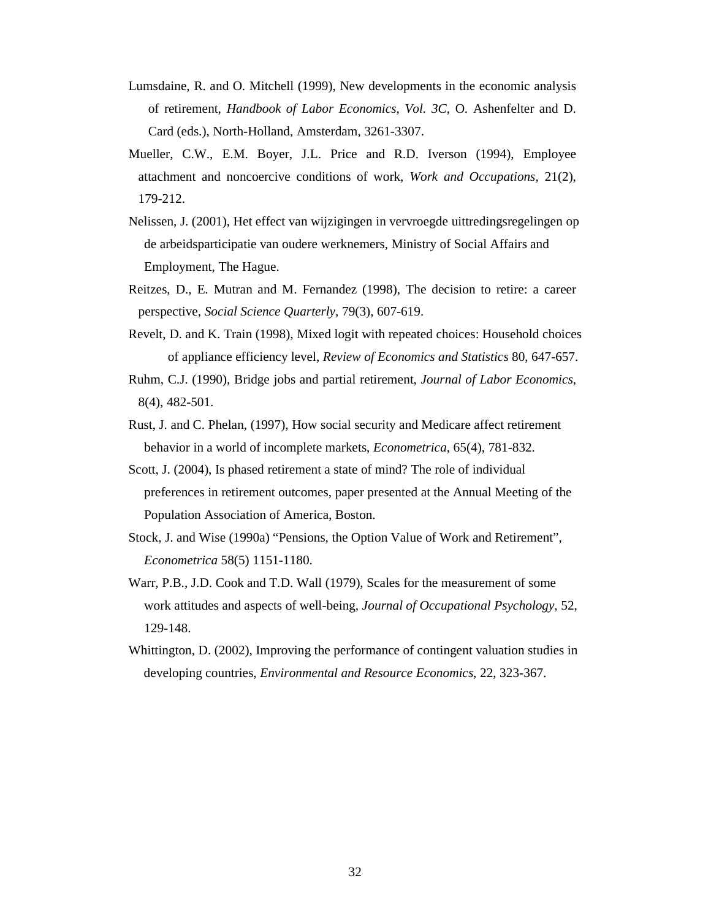Lumsdaine, R. and O. Mitchell (1999), New developments in the economic analysis of retirement, *Handbook of Labor Economics, Vol. 3C*, O. Ashenfelter and D. Card (eds.), North-Holland, Amsterdam, 3261-3307.

Mueller, C.W., E.M. Boyer, J.L. Price and R.D. Iverson (1994), Employee attachment and noncoercive conditions of work, *Work and Occupations*, 21(2), 179-212.

Nelissen, J. (2001), Het effect van wijzigingen in vervroegde uittredingsregelingen op de arbeidsparticipatie van oudere werknemers, Ministry of Social Affairs and Employment, The Hague.

Reitzes, D., E. Mutran and M. Fernandez (1998), The decision to retire: a career perspective, *Social Science Quarterly*, 79(3), 607-619.

Revelt, D. and K. Train (1998), Mixed logit with repeated choices: Household choices of appliance efficiency level, *Review of Economics and Statistics* 80, 647-657.

Ruhm, C.J. (1990), Bridge jobs and partial retirement, *Journal of Labor Economics*, 8(4), 482-501.

Rust, J. and C. Phelan, (1997), How social security and Medicare affect retirement behavior in a world of incomplete markets, *Econometrica*, 65(4), 781-832.

Scott, J. (2004), Is phased retirement a state of mind? The role of individual preferences in retirement outcomes, paper presented at the Annual Meeting of the Population Association of America, Boston.

Stock, J. and Wise (1990a) "Pensions, the Option Value of Work and Retirement", *Econometrica* 58(5) 1151-1180.

Warr, P.B., J.D. Cook and T.D. Wall (1979), Scales for the measurement of some work attitudes and aspects of well-being, *Journal of Occupational Psychology*, 52, 129-148.

Whittington, D. (2002), Improving the performance of contingent valuation studies in developing countries, *Environmental and Resource Economics*, 22, 323-367.